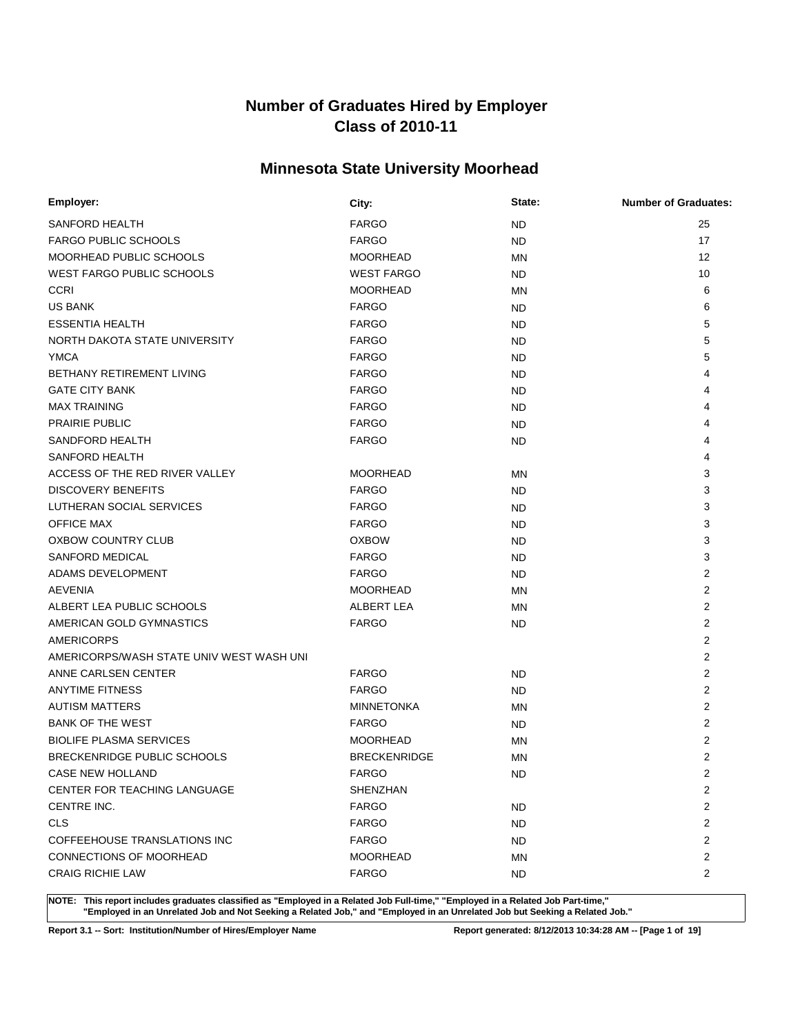# Number of Graduates Hired by Employer
# Class of 2010-11

## Minnesota State University Moorhead

| Employer: | City: | State: | Number of Graduates: |
|---|---|---|---|
| SANFORD HEALTH | FARGO | ND | 25 |
| FARGO PUBLIC SCHOOLS | FARGO | ND | 17 |
| MOORHEAD PUBLIC SCHOOLS | MOORHEAD | MN | 12 |
| WEST FARGO PUBLIC SCHOOLS | WEST FARGO | ND | 10 |
| CCRI | MOORHEAD | MN | 6 |
| US BANK | FARGO | ND | 6 |
| ESSENTIA HEALTH | FARGO | ND | 5 |
| NORTH DAKOTA STATE UNIVERSITY | FARGO | ND | 5 |
| YMCA | FARGO | ND | 5 |
| BETHANY RETIREMENT LIVING | FARGO | ND | 4 |
| GATE CITY BANK | FARGO | ND | 4 |
| MAX TRAINING | FARGO | ND | 4 |
| PRAIRIE PUBLIC | FARGO | ND | 4 |
| SANDFORD HEALTH | FARGO | ND | 4 |
| SANFORD HEALTH | | | 4 |
| ACCESS OF THE RED RIVER VALLEY | MOORHEAD | MN | 3 |
| DISCOVERY BENEFITS | FARGO | ND | 3 |
| LUTHERAN SOCIAL SERVICES | FARGO | ND | 3 |
| OFFICE MAX | FARGO | ND | 3 |
| OXBOW COUNTRY CLUB | OXBOW | ND | 3 |
| SANFORD MEDICAL | FARGO | ND | 3 |
| ADAMS DEVELOPMENT | FARGO | ND | 2 |
| AEVENIA | MOORHEAD | MN | 2 |
| ALBERT LEA PUBLIC SCHOOLS | ALBERT LEA | MN | 2 |
| AMERICAN GOLD GYMNASTICS | FARGO | ND | 2 |
| AMERICORPS | | | 2 |
| AMERICORPS/WASH STATE UNIV WEST WASH UNI | | | 2 |
| ANNE CARLSEN CENTER | FARGO | ND | 2 |
| ANYTIME FITNESS | FARGO | ND | 2 |
| AUTISM MATTERS | MINNETONKA | MN | 2 |
| BANK OF THE WEST | FARGO | ND | 2 |
| BIOLIFE PLASMA SERVICES | MOORHEAD | MN | 2 |
| BRECKENRIDGE PUBLIC SCHOOLS | BRECKENRIDGE | MN | 2 |
| CASE NEW HOLLAND | FARGO | ND | 2 |
| CENTER FOR TEACHING LANGUAGE | SHENZHAN | | 2 |
| CENTRE INC. | FARGO | ND | 2 |
| CLS | FARGO | ND | 2 |
| COFFEEHOUSE TRANSLATIONS INC | FARGO | ND | 2 |
| CONNECTIONS OF MOORHEAD | MOORHEAD | MN | 2 |
| CRAIG RICHIE LAW | FARGO | ND | 2 |

**NOTE: This report includes graduates classified as "Employed in a Related Job Full-time," "Employed in a Related Job Part-time," "Employed in an Unrelated Job and Not Seeking a Related Job," and "Employed in an Unrelated Job but Seeking a Related Job."**

**Report 3.1 -- Sort: Institution/Number of Hires/Employer Name** | **Report generated: 8/12/2013 10:34:28 AM**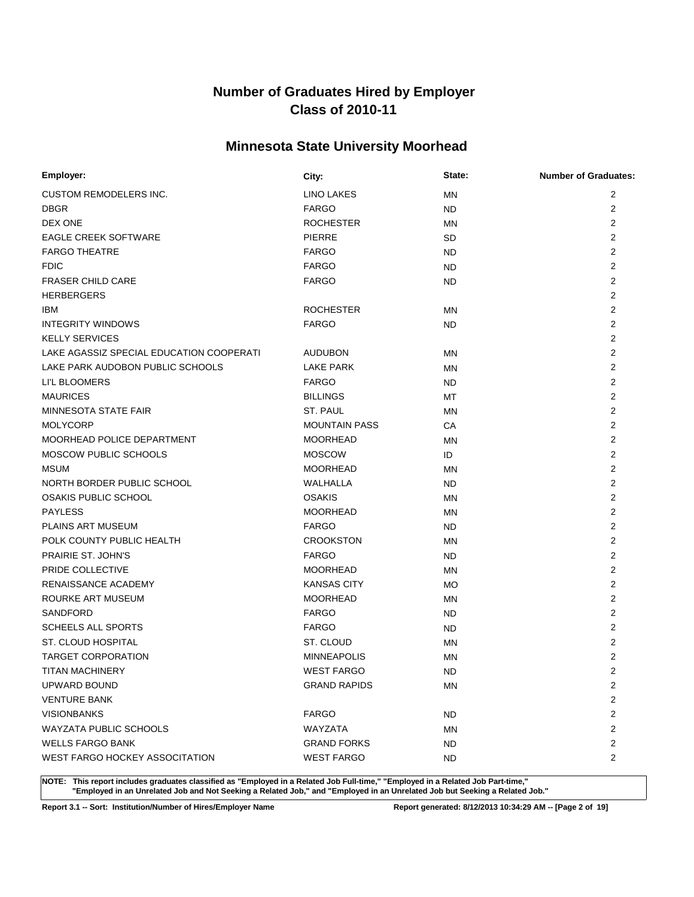# Number of Graduates Hired by Employer
# Class of 2010-11

## Minnesota State University Moorhead

| Employer: | City: | State: | Number of Graduates: |
|---|---|---|---|
| CUSTOM REMODELERS INC. | LINO LAKES | MN | 2 |
| DBGR | FARGO | ND | 2 |
| DEX ONE | ROCHESTER | MN | 2 |
| EAGLE CREEK SOFTWARE | PIERRE | SD | 2 |
| FARGO THEATRE | FARGO | ND | 2 |
| FDIC | FARGO | ND | 2 |
| FRASER CHILD CARE | FARGO | ND | 2 |
| HERBERGERS | | | 2 |
| IBM | ROCHESTER | MN | 2 |
| INTEGRITY WINDOWS | FARGO | ND | 2 |
| KELLY SERVICES | | | 2 |
| LAKE AGASSIZ SPECIAL EDUCATION COOPERATI | AUDUBON | MN | 2 |
| LAKE PARK AUDOBON PUBLIC SCHOOLS | LAKE PARK | MN | 2 |
| LI'L BLOOMERS | FARGO | ND | 2 |
| MAURICES | BILLINGS | MT | 2 |
| MINNESOTA STATE FAIR | ST. PAUL | MN | 2 |
| MOLYCORP | MOUNTAIN PASS | CA | 2 |
| MOORHEAD POLICE DEPARTMENT | MOORHEAD | MN | 2 |
| MOSCOW PUBLIC SCHOOLS | MOSCOW | ID | 2 |
| MSUM | MOORHEAD | MN | 2 |
| NORTH BORDER PUBLIC SCHOOL | WALHALLA | ND | 2 |
| OSAKIS PUBLIC SCHOOL | OSAKIS | MN | 2 |
| PAYLESS | MOORHEAD | MN | 2 |
| PLAINS ART MUSEUM | FARGO | ND | 2 |
| POLK COUNTY PUBLIC HEALTH | CROOKSTON | MN | 2 |
| PRAIRIE ST. JOHN'S | FARGO | ND | 2 |
| PRIDE COLLECTIVE | MOORHEAD | MN | 2 |
| RENAISSANCE ACADEMY | KANSAS CITY | MO | 2 |
| ROURKE ART MUSEUM | MOORHEAD | MN | 2 |
| SANDFORD | FARGO | ND | 2 |
| SCHEELS ALL SPORTS | FARGO | ND | 2 |
| ST. CLOUD HOSPITAL | ST. CLOUD | MN | 2 |
| TARGET CORPORATION | MINNEAPOLIS | MN | 2 |
| TITAN MACHINERY | WEST FARGO | ND | 2 |
| UPWARD BOUND | GRAND RAPIDS | MN | 2 |
| VENTURE BANK | | | 2 |
| VISIONBANKS | FARGO | ND | 2 |
| WAYZATA PUBLIC SCHOOLS | WAYZATA | MN | 2 |
| WELLS FARGO BANK | GRAND FORKS | ND | 2 |
| WEST FARGO HOCKEY ASSOCITATION | WEST FARGO | ND | 2 |

**NOTE: This report includes graduates classified as "Employed in a Related Job Full-time," "Employed in a Related Job Part-time," "Employed in an Unrelated Job and Not Seeking a Related Job," and "Employed in an Unrelated Job but Seeking a Related Job."**

**Report 3.1 -- Sort: Institution/Number of Hires/Employer Name** | **Report generated: 8/12/2013 10:34:29 AM**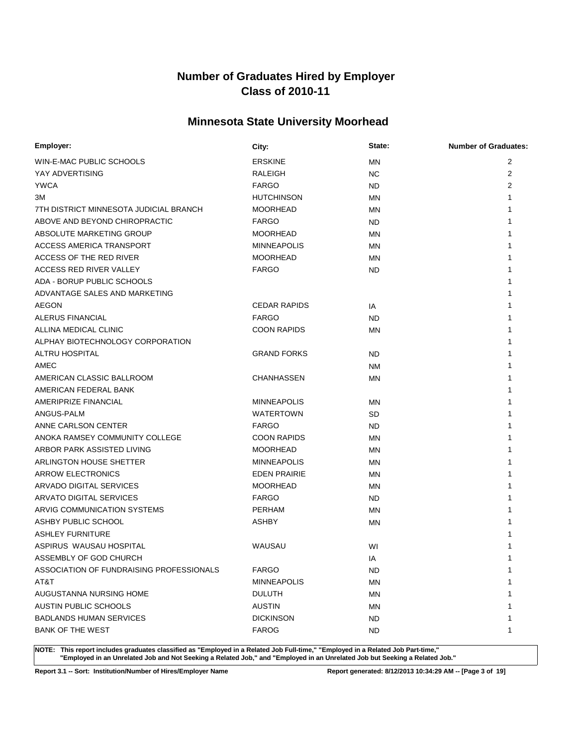# Number of Graduates Hired by Employer
# Class of 2010-11

## Minnesota State University Moorhead

| Employer: | City: | State: | Number of Graduates: |
|---|---|---|---|
| WIN-E-MAC PUBLIC SCHOOLS | ERSKINE | MN | 2 |
| YAY ADVERTISING | RALEIGH | NC | 2 |
| YWCA | FARGO | ND | 2 |
| 3M | HUTCHINSON | MN | 1 |
| 7TH DISTRICT MINNESOTA JUDICIAL BRANCH | MOORHEAD | MN | 1 |
| ABOVE AND BEYOND CHIROPRACTIC | FARGO | ND | 1 |
| ABSOLUTE MARKETING GROUP | MOORHEAD | MN | 1 |
| ACCESS AMERICA TRANSPORT | MINNEAPOLIS | MN | 1 |
| ACCESS OF THE RED RIVER | MOORHEAD | MN | 1 |
| ACCESS RED RIVER VALLEY | FARGO | ND | 1 |
| ADA - BORUP PUBLIC SCHOOLS | | | 1 |
| ADVANTAGE SALES AND MARKETING | | | 1 |
| AEGON | CEDAR RAPIDS | IA | 1 |
| ALERUS FINANCIAL | FARGO | ND | 1 |
| ALLINA MEDICAL CLINIC | COON RAPIDS | MN | 1 |
| ALPHAY BIOTECHNOLOGY CORPORATION | | | 1 |
| ALTRU HOSPITAL | GRAND FORKS | ND | 1 |
| AMEC | | NM | 1 |
| AMERICAN CLASSIC BALLROOM | CHANHASSEN | MN | 1 |
| AMERICAN FEDERAL BANK | | | 1 |
| AMERIPRIZE FINANCIAL | MINNEAPOLIS | MN | 1 |
| ANGUS-PALM | WATERTOWN | SD | 1 |
| ANNE CARLSON CENTER | FARGO | ND | 1 |
| ANOKA RAMSEY COMMUNITY COLLEGE | COON RAPIDS | MN | 1 |
| ARBOR PARK ASSISTED LIVING | MOORHEAD | MN | 1 |
| ARLINGTON HOUSE SHETTER | MINNEAPOLIS | MN | 1 |
| ARROW ELECTRONICS | EDEN PRAIRIE | MN | 1 |
| ARVADO DIGITAL SERVICES | MOORHEAD | MN | 1 |
| ARVATO DIGITAL SERVICES | FARGO | ND | 1 |
| ARVIG COMMUNICATION SYSTEMS | PERHAM | MN | 1 |
| ASHBY PUBLIC SCHOOL | ASHBY | MN | 1 |
| ASHLEY FURNITURE | | | 1 |
| ASPIRUS WAUSAU HOSPITAL | WAUSAU | WI | 1 |
| ASSEMBLY OF GOD CHURCH | | IA | 1 |
| ASSOCIATION OF FUNDRAISING PROFESSIONALS | FARGO | ND | 1 |
| AT&T | MINNEAPOLIS | MN | 1 |
| AUGUSTANNA NURSING HOME | DULUTH | MN | 1 |
| AUSTIN PUBLIC SCHOOLS | AUSTIN | MN | 1 |
| BADLANDS HUMAN SERVICES | DICKINSON | ND | 1 |
| BANK OF THE WEST | FAROG | ND | 1 |

**NOTE: This report includes graduates classified as "Employed in a Related Job Full-time," "Employed in a Related Job Part-time," "Employed in an Unrelated Job and Not Seeking a Related Job," and "Employed in an Unrelated Job but Seeking a Related Job."**

**Report 3.1 -- Sort: Institution/Number of Hires/Employer Name** **Report generated: 8/12/2013 10:34:29 AM**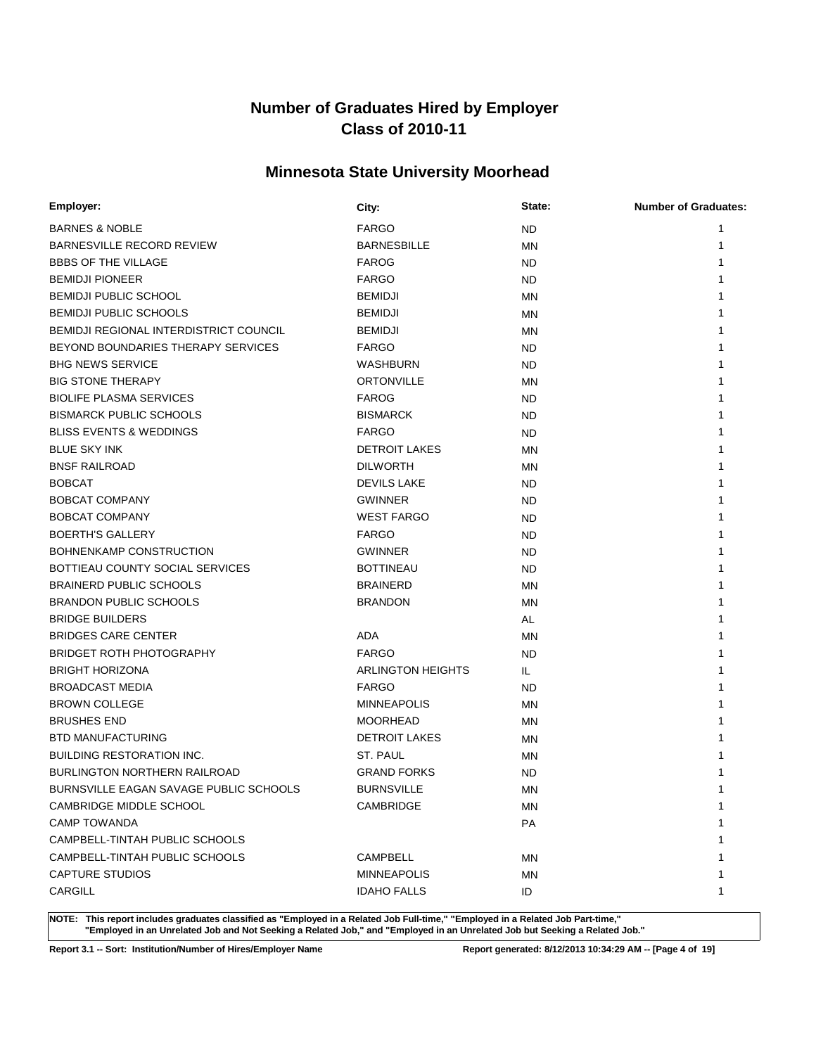# Number of Graduates Hired by Employer
# Class of 2010-11

## Minnesota State University Moorhead

| Employer: | City: | State: | Number of Graduates: |
|---|---|---|---|
| BARNES & NOBLE | FARGO | ND | 1 |
| BARNESVILLE RECORD REVIEW | BARNESBILLE | MN | 1 |
| BBBS OF THE VILLAGE | FAROG | ND | 1 |
| BEMIDJI PIONEER | FARGO | ND | 1 |
| BEMIDJI PUBLIC SCHOOL | BEMIDJI | MN | 1 |
| BEMIDJI PUBLIC SCHOOLS | BEMIDJI | MN | 1 |
| BEMIDJI REGIONAL INTERDISTRICT COUNCIL | BEMIDJI | MN | 1 |
| BEYOND BOUNDARIES THERAPY SERVICES | FARGO | ND | 1 |
| BHG NEWS SERVICE | WASHBURN | ND | 1 |
| BIG STONE THERAPY | ORTONVILLE | MN | 1 |
| BIOLIFE PLASMA SERVICES | FAROG | ND | 1 |
| BISMARCK PUBLIC SCHOOLS | BISMARCK | ND | 1 |
| BLISS EVENTS & WEDDINGS | FARGO | ND | 1 |
| BLUE SKY INK | DETROIT LAKES | MN | 1 |
| BNSF RAILROAD | DILWORTH | MN | 1 |
| BOBCAT | DEVILS LAKE | ND | 1 |
| BOBCAT COMPANY | GWINNER | ND | 1 |
| BOBCAT COMPANY | WEST FARGO | ND | 1 |
| BOERTH'S GALLERY | FARGO | ND | 1 |
| BOHNENKAMP CONSTRUCTION | GWINNER | ND | 1 |
| BOTTIEAU COUNTY SOCIAL SERVICES | BOTTINEAU | ND | 1 |
| BRAINERD PUBLIC SCHOOLS | BRAINERD | MN | 1 |
| BRANDON PUBLIC SCHOOLS | BRANDON | MN | 1 |
| BRIDGE BUILDERS | | AL | 1 |
| BRIDGES CARE CENTER | ADA | MN | 1 |
| BRIDGET ROTH PHOTOGRAPHY | FARGO | ND | 1 |
| BRIGHT HORIZONA | ARLINGTON HEIGHTS | IL | 1 |
| BROADCAST MEDIA | FARGO | ND | 1 |
| BROWN COLLEGE | MINNEAPOLIS | MN | 1 |
| BRUSHES END | MOORHEAD | MN | 1 |
| BTD MANUFACTURING | DETROIT LAKES | MN | 1 |
| BUILDING RESTORATION INC. | ST. PAUL | MN | 1 |
| BURLINGTON NORTHERN RAILROAD | GRAND FORKS | ND | 1 |
| BURNSVILLE EAGAN SAVAGE PUBLIC SCHOOLS | BURNSVILLE | MN | 1 |
| CAMBRIDGE MIDDLE SCHOOL | CAMBRIDGE | MN | 1 |
| CAMP TOWANDA | | PA | 1 |
| CAMPBELL-TINTAH PUBLIC SCHOOLS | | | 1 |
| CAMPBELL-TINTAH PUBLIC SCHOOLS | CAMPBELL | MN | 1 |
| CAPTURE STUDIOS | MINNEAPOLIS | MN | 1 |
| CARGILL | IDAHO FALLS | ID | 1 |

**NOTE: This report includes graduates classified as "Employed in a Related Job Full-time," "Employed in a Related Job Part-time," "Employed in an Unrelated Job and Not Seeking a Related Job," and "Employed in an Unrelated Job but Seeking a Related Job."**

**Report 3.1 -- Sort: Institution/Number of Hires/Employer Name** **Report generated: 8/12/2013 10:34:29 AM**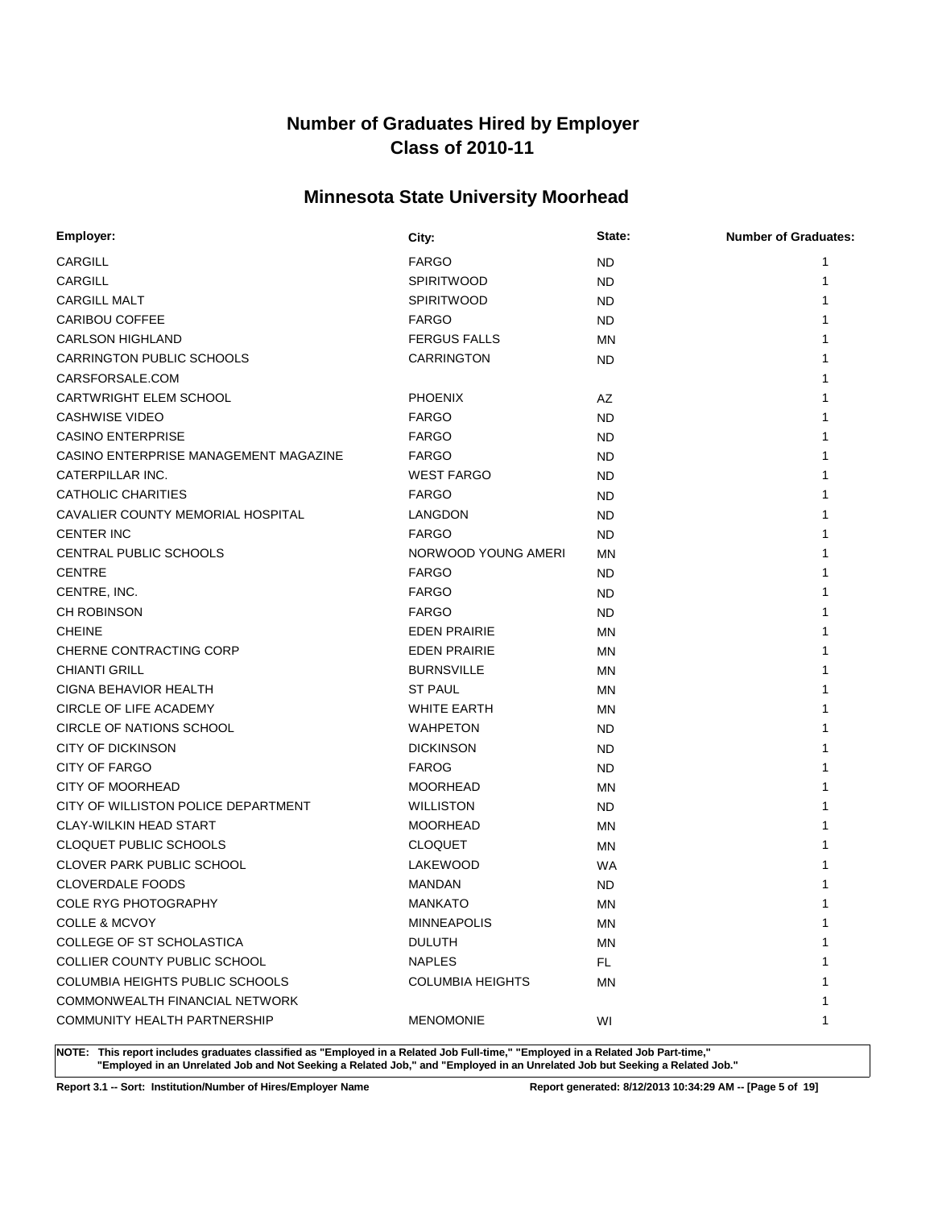# Number of Graduates Hired by Employer
# Class of 2010-11

## Minnesota State University Moorhead

| Employer: | City: | State: | Number of Graduates: |
|---|---|---|---|
| CARGILL | FARGO | ND | 1 |
| CARGILL | SPIRITWOOD | ND | 1 |
| CARGILL MALT | SPIRITWOOD | ND | 1 |
| CARIBOU COFFEE | FARGO | ND | 1 |
| CARLSON HIGHLAND | FERGUS FALLS | MN | 1 |
| CARRINGTON PUBLIC SCHOOLS | CARRINGTON | ND | 1 |
| CARSFORSALE.COM | | | 1 |
| CARTWRIGHT ELEM SCHOOL | PHOENIX | AZ | 1 |
| CASHWISE VIDEO | FARGO | ND | 1 |
| CASINO ENTERPRISE | FARGO | ND | 1 |
| CASINO ENTERPRISE MANAGEMENT MAGAZINE | FARGO | ND | 1 |
| CATERPILLAR INC. | WEST FARGO | ND | 1 |
| CATHOLIC CHARITIES | FARGO | ND | 1 |
| CAVALIER COUNTY MEMORIAL HOSPITAL | LANGDON | ND | 1 |
| CENTER INC | FARGO | ND | 1 |
| CENTRAL PUBLIC SCHOOLS | NORWOOD YOUNG AMERI | MN | 1 |
| CENTRE | FARGO | ND | 1 |
| CENTRE, INC. | FARGO | ND | 1 |
| CH ROBINSON | FARGO | ND | 1 |
| CHEINE | EDEN PRAIRIE | MN | 1 |
| CHERNE CONTRACTING CORP | EDEN PRAIRIE | MN | 1 |
| CHIANTI GRILL | BURNSVILLE | MN | 1 |
| CIGNA BEHAVIOR HEALTH | ST PAUL | MN | 1 |
| CIRCLE OF LIFE ACADEMY | WHITE EARTH | MN | 1 |
| CIRCLE OF NATIONS SCHOOL | WAHPETON | ND | 1 |
| CITY OF DICKINSON | DICKINSON | ND | 1 |
| CITY OF FARGO | FAROG | ND | 1 |
| CITY OF MOORHEAD | MOORHEAD | MN | 1 |
| CITY OF WILLISTON POLICE DEPARTMENT | WILLISTON | ND | 1 |
| CLAY-WILKIN HEAD START | MOORHEAD | MN | 1 |
| CLOQUET PUBLIC SCHOOLS | CLOQUET | MN | 1 |
| CLOVER PARK PUBLIC SCHOOL | LAKEWOOD | WA | 1 |
| CLOVERDALE FOODS | MANDAN | ND | 1 |
| COLE RYG PHOTOGRAPHY | MANKATO | MN | 1 |
| COLLE & MCVOY | MINNEAPOLIS | MN | 1 |
| COLLEGE OF ST SCHOLASTICA | DULUTH | MN | 1 |
| COLLIER COUNTY PUBLIC SCHOOL | NAPLES | FL | 1 |
| COLUMBIA HEIGHTS PUBLIC SCHOOLS | COLUMBIA HEIGHTS | MN | 1 |
| COMMONWEALTH FINANCIAL NETWORK | | | 1 |
| COMMUNITY HEALTH PARTNERSHIP | MENOMONIE | WI | 1 |

**NOTE: This report includes graduates classified as "Employed in a Related Job Full-time," "Employed in a Related Job Part-time," "Employed in an Unrelated Job and Not Seeking a Related Job," and "Employed in an Unrelated Job but Seeking a Related Job."**

**Report 3.1 -- Sort: Institution/Number of Hires/Employer Name** | **Report generated: 8/12/2013 10:34:29 AM**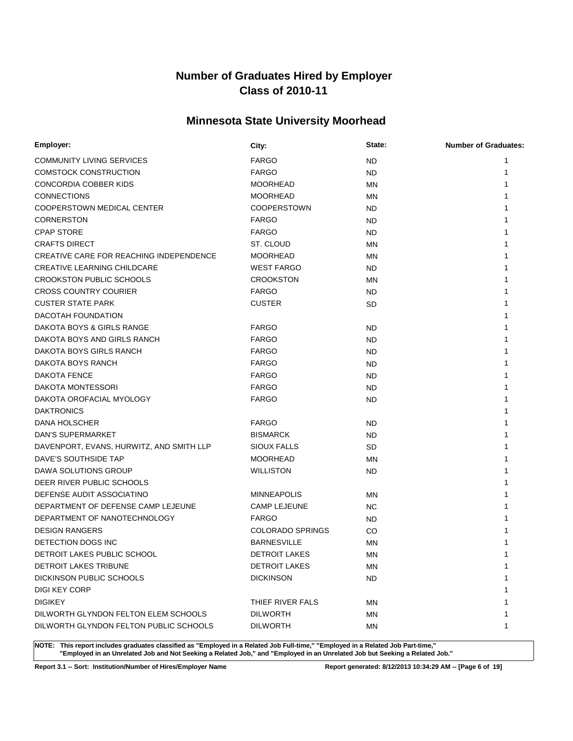# Number of Graduates Hired by Employer
# Class of 2010-11

## Minnesota State University Moorhead

| Employer: | City: | State: | Number of Graduates: |
|---|---|---|---|
| COMMUNITY LIVING SERVICES | FARGO | ND | 1 |
| COMSTOCK CONSTRUCTION | FARGO | ND | 1 |
| CONCORDIA COBBER KIDS | MOORHEAD | MN | 1 |
| CONNECTIONS | MOORHEAD | MN | 1 |
| COOPERSTOWN MEDICAL CENTER | COOPERSTOWN | ND | 1 |
| CORNERSTON | FARGO | ND | 1 |
| CPAP STORE | FARGO | ND | 1 |
| CRAFTS DIRECT | ST. CLOUD | MN | 1 |
| CREATIVE CARE FOR REACHING INDEPENDENCE | MOORHEAD | MN | 1 |
| CREATIVE LEARNING CHILDCARE | WEST FARGO | ND | 1 |
| CROOKSTON PUBLIC SCHOOLS | CROOKSTON | MN | 1 |
| CROSS COUNTRY COURIER | FARGO | ND | 1 |
| CUSTER STATE PARK | CUSTER | SD | 1 |
| DACOTAH FOUNDATION | | | 1 |
| DAKOTA BOYS & GIRLS RANGE | FARGO | ND | 1 |
| DAKOTA BOYS AND GIRLS RANCH | FARGO | ND | 1 |
| DAKOTA BOYS GIRLS RANCH | FARGO | ND | 1 |
| DAKOTA BOYS RANCH | FARGO | ND | 1 |
| DAKOTA FENCE | FARGO | ND | 1 |
| DAKOTA MONTESSORI | FARGO | ND | 1 |
| DAKOTA OROFACIAL MYOLOGY | FARGO | ND | 1 |
| DAKTRONICS | | | 1 |
| DANA HOLSCHER | FARGO | ND | 1 |
| DAN'S SUPERMARKET | BISMARCK | ND | 1 |
| DAVENPORT, EVANS, HURWITZ, AND SMITH LLP | SIOUX FALLS | SD | 1 |
| DAVE'S SOUTHSIDE TAP | MOORHEAD | MN | 1 |
| DAWA SOLUTIONS GROUP | WILLISTON | ND | 1 |
| DEER RIVER PUBLIC SCHOOLS | | | 1 |
| DEFENSE AUDIT ASSOCIATINO | MINNEAPOLIS | MN | 1 |
| DEPARTMENT OF DEFENSE CAMP LEJEUNE | CAMP LEJEUNE | NC | 1 |
| DEPARTMENT OF NANOTECHNOLOGY | FARGO | ND | 1 |
| DESIGN RANGERS | COLORADO SPRINGS | CO | 1 |
| DETECTION DOGS INC | BARNESVILLE | MN | 1 |
| DETROIT LAKES PUBLIC SCHOOL | DETROIT LAKES | MN | 1 |
| DETROIT LAKES TRIBUNE | DETROIT LAKES | MN | 1 |
| DICKINSON PUBLIC SCHOOLS | DICKINSON | ND | 1 |
| DIGI KEY CORP | | | 1 |
| DIGIKEY | THIEF RIVER FALS | MN | 1 |
| DILWORTH GLYNDON FELTON ELEM SCHOOLS | DILWORTH | MN | 1 |
| DILWORTH GLYNDON FELTON PUBLIC SCHOOLS | DILWORTH | MN | 1 |

**NOTE: This report includes graduates classified as "Employed in a Related Job Full-time," "Employed in a Related Job Part-time," "Employed in an Unrelated Job and Not Seeking a Related Job," and "Employed in an Unrelated Job but Seeking a Related Job."**

**Report 3.1 -- Sort: Institution/Number of Hires/Employer Name** **Report generated: 8/12/2013 10:34:29 AM**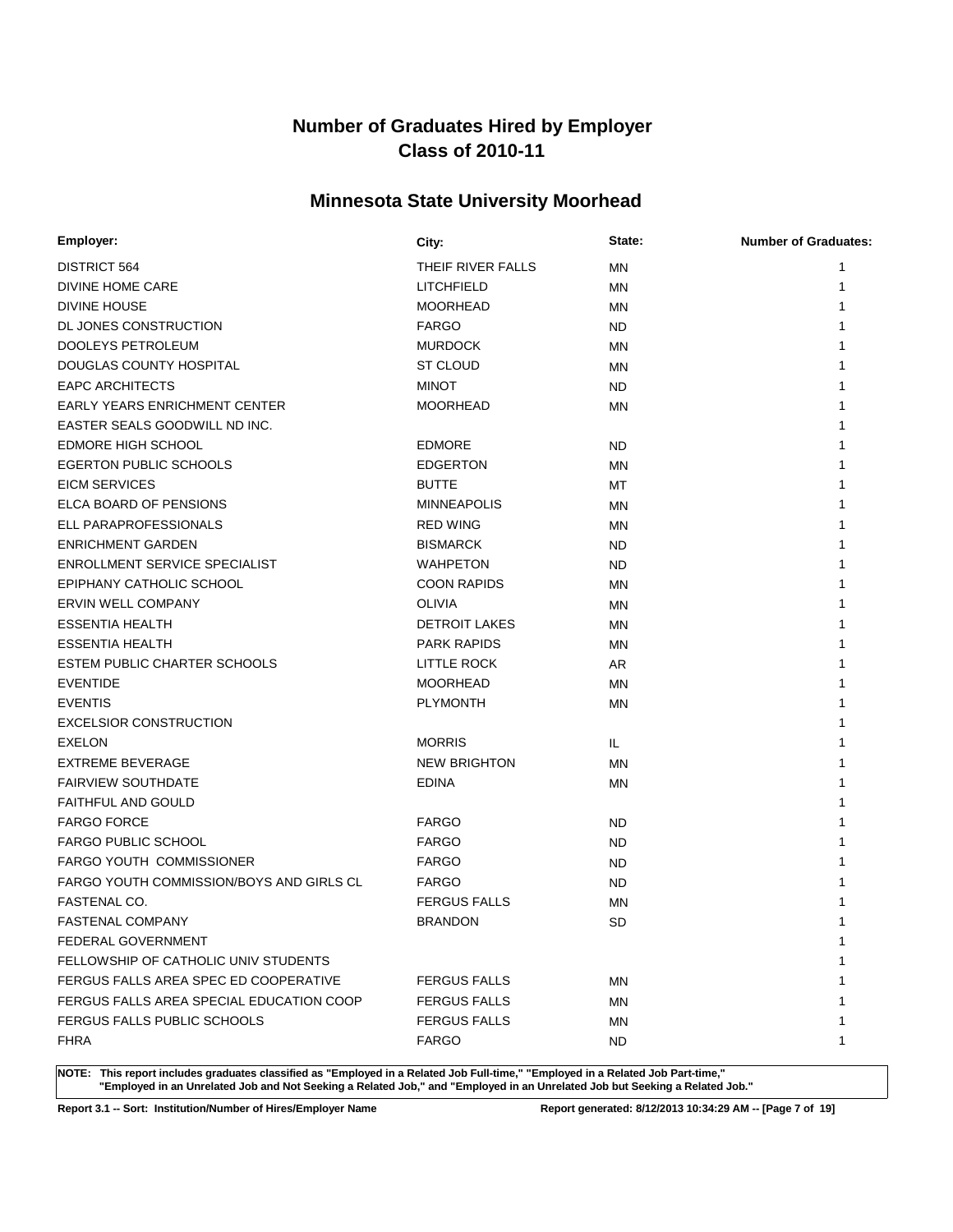# Number of Graduates Hired by Employer
# Class of 2010-11

## Minnesota State University Moorhead

| Employer: | City: | State: | Number of Graduates: |
|---|---|---|---|
| DISTRICT 564 | THEIF RIVER FALLS | MN | 1 |
| DIVINE HOME CARE | LITCHFIELD | MN | 1 |
| DIVINE HOUSE | MOORHEAD | MN | 1 |
| DL JONES CONSTRUCTION | FARGO | ND | 1 |
| DOOLEYS PETROLEUM | MURDOCK | MN | 1 |
| DOUGLAS COUNTY HOSPITAL | ST CLOUD | MN | 1 |
| EAPC ARCHITECTS | MINOT | ND | 1 |
| EARLY YEARS ENRICHMENT CENTER | MOORHEAD | MN | 1 |
| EASTER SEALS GOODWILL ND INC. | | | 1 |
| EDMORE HIGH SCHOOL | EDMORE | ND | 1 |
| EGERTON PUBLIC SCHOOLS | EDGERTON | MN | 1 |
| EICM SERVICES | BUTTE | MT | 1 |
| ELCA BOARD OF PENSIONS | MINNEAPOLIS | MN | 1 |
| ELL PARAPROFESSIONALS | RED WING | MN | 1 |
| ENRICHMENT GARDEN | BISMARCK | ND | 1 |
| ENROLLMENT SERVICE SPECIALIST | WAHPETON | ND | 1 |
| EPIPHANY CATHOLIC SCHOOL | COON RAPIDS | MN | 1 |
| ERVIN WELL COMPANY | OLIVIA | MN | 1 |
| ESSENTIA HEALTH | DETROIT LAKES | MN | 1 |
| ESSENTIA HEALTH | PARK RAPIDS | MN | 1 |
| ESTEM PUBLIC CHARTER SCHOOLS | LITTLE ROCK | AR | 1 |
| EVENTIDE | MOORHEAD | MN | 1 |
| EVENTIS | PLYMONTH | MN | 1 |
| EXCELSIOR CONSTRUCTION | | | 1 |
| EXELON | MORRIS | IL | 1 |
| EXTREME BEVERAGE | NEW BRIGHTON | MN | 1 |
| FAIRVIEW SOUTHDATE | EDINA | MN | 1 |
| FAITHFUL AND GOULD | | | 1 |
| FARGO FORCE | FARGO | ND | 1 |
| FARGO PUBLIC SCHOOL | FARGO | ND | 1 |
| FARGO YOUTH COMMISSIONER | FARGO | ND | 1 |
| FARGO YOUTH COMMISSION/BOYS AND GIRLS CL | FARGO | ND | 1 |
| FASTENAL CO. | FERGUS FALLS | MN | 1 |
| FASTENAL COMPANY | BRANDON | SD | 1 |
| FEDERAL GOVERNMENT | | | 1 |
| FELLOWSHIP OF CATHOLIC UNIV STUDENTS | | | 1 |
| FERGUS FALLS AREA SPEC ED COOPERATIVE | FERGUS FALLS | MN | 1 |
| FERGUS FALLS AREA SPECIAL EDUCATION COOP | FERGUS FALLS | MN | 1 |
| FERGUS FALLS PUBLIC SCHOOLS | FERGUS FALLS | MN | 1 |
| FHRA | FARGO | ND | 1 |

**NOTE: This report includes graduates classified as "Employed in a Related Job Full-time," "Employed in a Related Job Part-time," "Employed in an Unrelated Job and Not Seeking a Related Job," and "Employed in an Unrelated Job but Seeking a Related Job."**

**Report 3.1 -- Sort: Institution/Number of Hires/Employer Name** **Report generated: 8/12/2013 10:34:29 AM**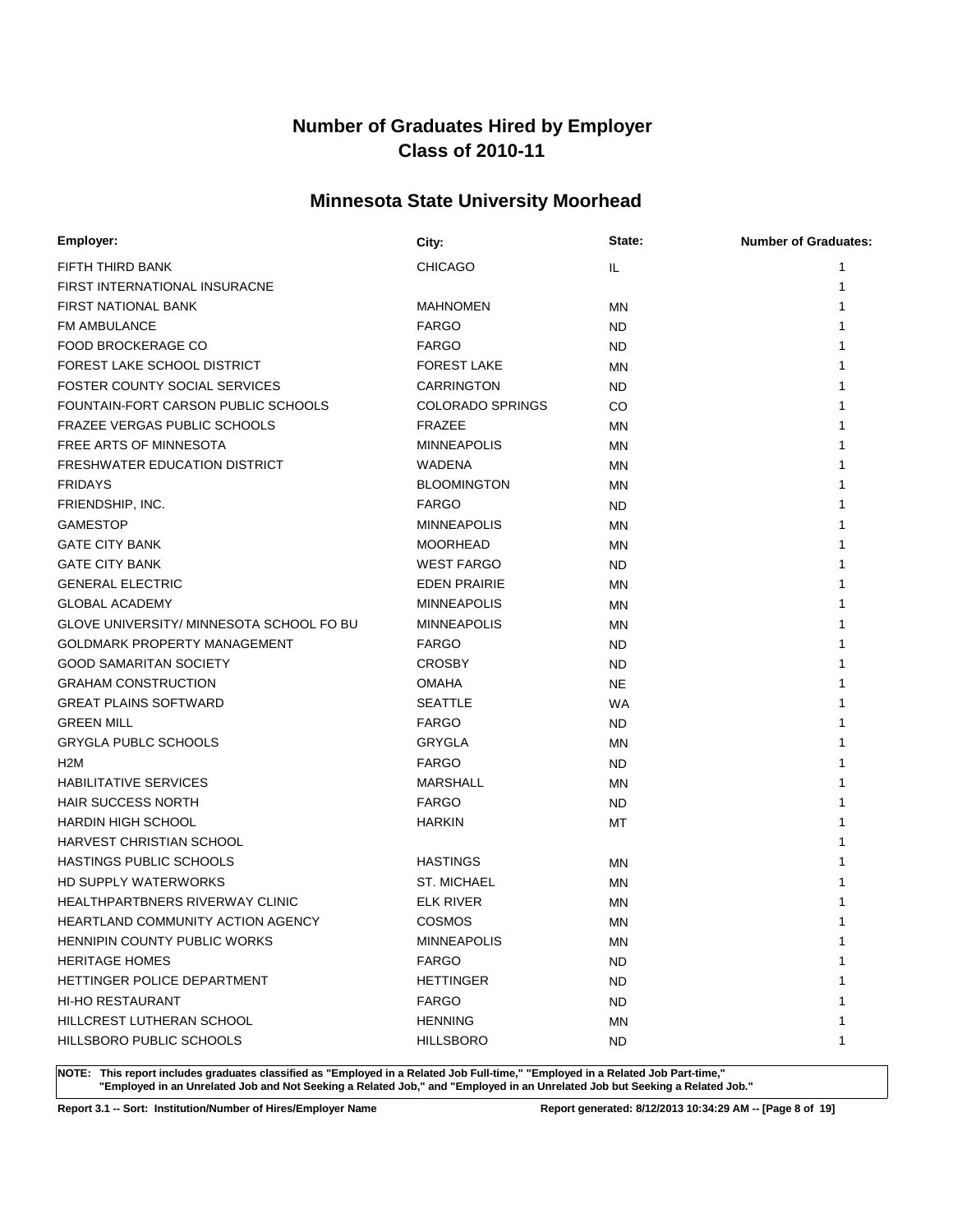# Number of Graduates Hired by Employer
# Class of 2010-11

## Minnesota State University Moorhead

| Employer: | City: | State: | Number of Graduates: |
|---|---|---|---|
| FIFTH THIRD BANK | CHICAGO | IL | 1 |
| FIRST INTERNATIONAL INSURACNE | | | 1 |
| FIRST NATIONAL BANK | MAHNOMEN | MN | 1 |
| FM AMBULANCE | FARGO | ND | 1 |
| FOOD BROCKERAGE CO | FARGO | ND | 1 |
| FOREST LAKE SCHOOL DISTRICT | FOREST LAKE | MN | 1 |
| FOSTER COUNTY SOCIAL SERVICES | CARRINGTON | ND | 1 |
| FOUNTAIN-FORT CARSON PUBLIC SCHOOLS | COLORADO SPRINGS | CO | 1 |
| FRAZEE VERGAS PUBLIC SCHOOLS | FRAZEE | MN | 1 |
| FREE ARTS OF MINNESOTA | MINNEAPOLIS | MN | 1 |
| FRESHWATER EDUCATION DISTRICT | WADENA | MN | 1 |
| FRIDAYS | BLOOMINGTON | MN | 1 |
| FRIENDSHIP, INC. | FARGO | ND | 1 |
| GAMESTOP | MINNEAPOLIS | MN | 1 |
| GATE CITY BANK | MOORHEAD | MN | 1 |
| GATE CITY BANK | WEST FARGO | ND | 1 |
| GENERAL ELECTRIC | EDEN PRAIRIE | MN | 1 |
| GLOBAL ACADEMY | MINNEAPOLIS | MN | 1 |
| GLOVE UNIVERSITY/ MINNESOTA SCHOOL FO BU | MINNEAPOLIS | MN | 1 |
| GOLDMARK PROPERTY MANAGEMENT | FARGO | ND | 1 |
| GOOD SAMARITAN SOCIETY | CROSBY | ND | 1 |
| GRAHAM CONSTRUCTION | OMAHA | NE | 1 |
| GREAT PLAINS SOFTWARD | SEATTLE | WA | 1 |
| GREEN MILL | FARGO | ND | 1 |
| GRYGLA PUBLC SCHOOLS | GRYGLA | MN | 1 |
| H2M | FARGO | ND | 1 |
| HABILITATIVE SERVICES | MARSHALL | MN | 1 |
| HAIR SUCCESS NORTH | FARGO | ND | 1 |
| HARDIN HIGH SCHOOL | HARKIN | MT | 1 |
| HARVEST CHRISTIAN SCHOOL | | | 1 |
| HASTINGS PUBLIC SCHOOLS | HASTINGS | MN | 1 |
| HD SUPPLY WATERWORKS | ST. MICHAEL | MN | 1 |
| HEALTHPARTBNERS RIVERWAY CLINIC | ELK RIVER | MN | 1 |
| HEARTLAND COMMUNITY ACTION AGENCY | COSMOS | MN | 1 |
| HENNIPIN COUNTY PUBLIC WORKS | MINNEAPOLIS | MN | 1 |
| HERITAGE HOMES | FARGO | ND | 1 |
| HETTINGER POLICE DEPARTMENT | HETTINGER | ND | 1 |
| HI-HO RESTAURANT | FARGO | ND | 1 |
| HILLCREST LUTHERAN SCHOOL | HENNING | MN | 1 |
| HILLSBORO PUBLIC SCHOOLS | HILLSBORO | ND | 1 |

**NOTE: This report includes graduates classified as "Employed in a Related Job Full-time," "Employed in a Related Job Part-time," "Employed in an Unrelated Job and Not Seeking a Related Job," and "Employed in an Unrelated Job but Seeking a Related Job."**

**Report 3.1 -- Sort: Institution/Number of Hires/Employer Name** **Report generated: 8/12/2013 10:34:29 AM**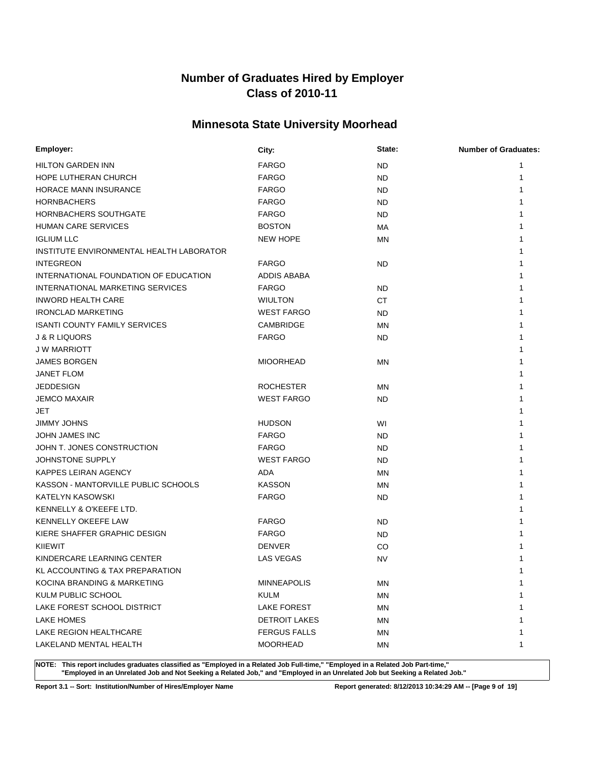# Number of Graduates Hired by Employer
# Class of 2010-11

## Minnesota State University Moorhead

| Employer: | City: | State: | Number of Graduates: |
|---|---|---|---|
| HILTON GARDEN INN | FARGO | ND | 1 |
| HOPE LUTHERAN CHURCH | FARGO | ND | 1 |
| HORACE MANN INSURANCE | FARGO | ND | 1 |
| HORNBACHERS | FARGO | ND | 1 |
| HORNBACHERS SOUTHGATE | FARGO | ND | 1 |
| HUMAN CARE SERVICES | BOSTON | MA | 1 |
| IGLIUM LLC | NEW HOPE | MN | 1 |
| INSTITUTE ENVIRONMENTAL HEALTH LABORATOR | | | 1 |
| INTEGREON | FARGO | ND | 1 |
| INTERNATIONAL FOUNDATION OF EDUCATION | ADDIS ABABA | | 1 |
| INTERNATIONAL MARKETING SERVICES | FARGO | ND | 1 |
| INWORD HEALTH CARE | WIULTON | CT | 1 |
| IRONCLAD MARKETING | WEST FARGO | ND | 1 |
| ISANTI COUNTY FAMILY SERVICES | CAMBRIDGE | MN | 1 |
| J & R LIQUORS | FARGO | ND | 1 |
| J W MARRIOTT | | | 1 |
| JAMES BORGEN | MIOORHEAD | MN | 1 |
| JANET FLOM | | | 1 |
| JEDDESIGN | ROCHESTER | MN | 1 |
| JEMCO MAXAIR | WEST FARGO | ND | 1 |
| JET | | | 1 |
| JIMMY JOHNS | HUDSON | WI | 1 |
| JOHN JAMES INC | FARGO | ND | 1 |
| JOHN T. JONES CONSTRUCTION | FARGO | ND | 1 |
| JOHNSTONE SUPPLY | WEST FARGO | ND | 1 |
| KAPPES LEIRAN AGENCY | ADA | MN | 1 |
| KASSON - MANTORVILLE PUBLIC SCHOOLS | KASSON | MN | 1 |
| KATELYN KASOWSKI | FARGO | ND | 1 |
| KENNELLY & O'KEEFE LTD. | | | 1 |
| KENNELLY OKEEFE LAW | FARGO | ND | 1 |
| KIERE SHAFFER GRAPHIC DESIGN | FARGO | ND | 1 |
| KIIEWIT | DENVER | CO | 1 |
| KINDERCARE LEARNING CENTER | LAS VEGAS | NV | 1 |
| KL ACCOUNTING & TAX PREPARATION | | | 1 |
| KOCINA BRANDING & MARKETING | MINNEAPOLIS | MN | 1 |
| KULM PUBLIC SCHOOL | KULM | MN | 1 |
| LAKE FOREST SCHOOL DISTRICT | LAKE FOREST | MN | 1 |
| LAKE HOMES | DETROIT LAKES | MN | 1 |
| LAKE REGION HEALTHCARE | FERGUS FALLS | MN | 1 |
| LAKELAND MENTAL HEALTH | MOORHEAD | MN | 1 |

**NOTE: This report includes graduates classified as "Employed in a Related Job Full-time," "Employed in a Related Job Part-time," "Employed in an Unrelated Job and Not Seeking a Related Job," and "Employed in an Unrelated Job but Seeking a Related Job."**

**Report 3.1 -- Sort: Institution/Number of Hires/Employer Name** | **Report generated: 8/12/2013 10:34:29 AM**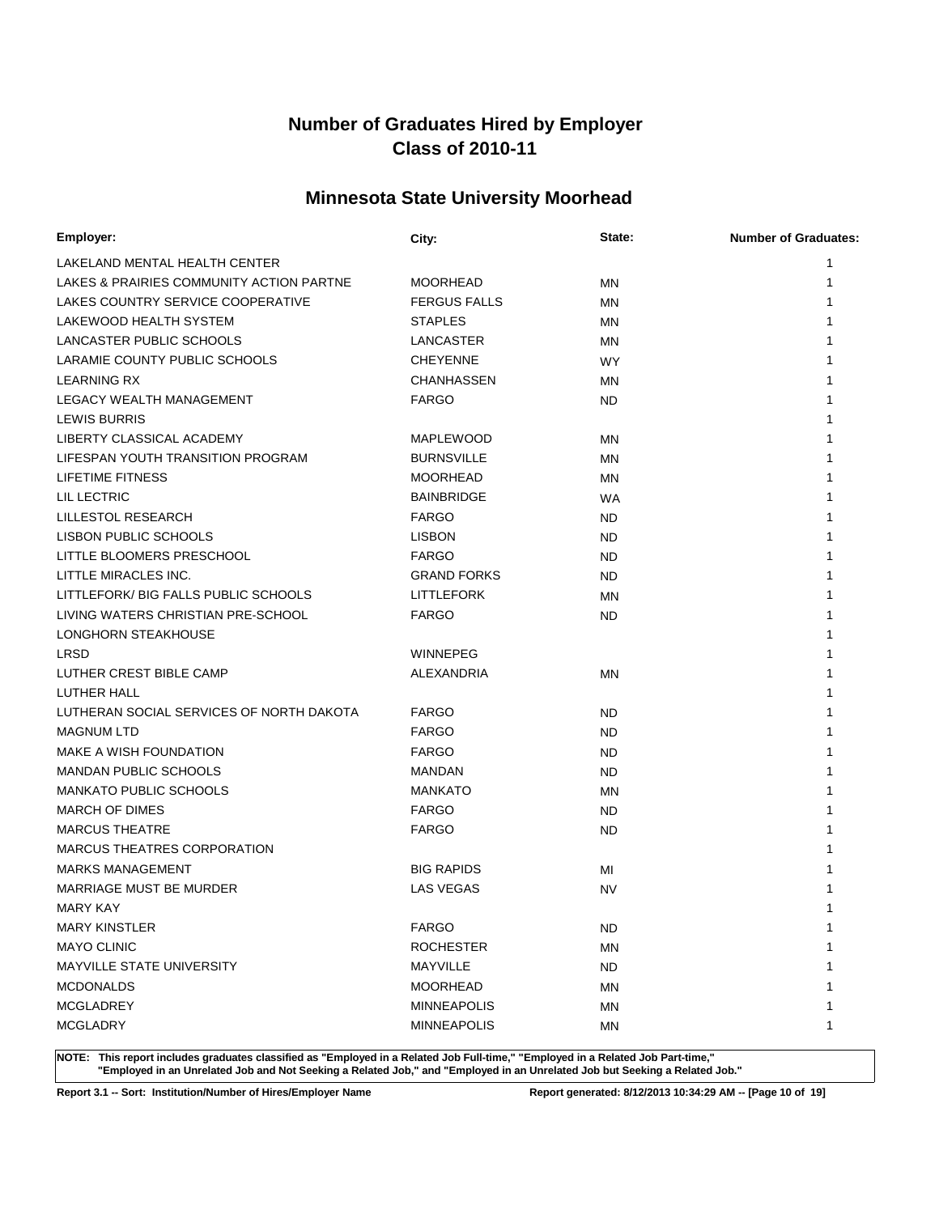# Number of Graduates Hired by Employer
# Class of 2010-11

## Minnesota State University Moorhead

| Employer: | City: | State: | Number of Graduates: |
|---|---|---|---|
| LAKELAND MENTAL HEALTH CENTER | | | 1 |
| LAKES & PRAIRIES COMMUNITY ACTION PARTNE | MOORHEAD | MN | 1 |
| LAKES COUNTRY SERVICE COOPERATIVE | FERGUS FALLS | MN | 1 |
| LAKEWOOD HEALTH SYSTEM | STAPLES | MN | 1 |
| LANCASTER PUBLIC SCHOOLS | LANCASTER | MN | 1 |
| LARAMIE COUNTY PUBLIC SCHOOLS | CHEYENNE | WY | 1 |
| LEARNING RX | CHANHASSEN | MN | 1 |
| LEGACY WEALTH MANAGEMENT | FARGO | ND | 1 |
| LEWIS BURRIS | | | 1 |
| LIBERTY CLASSICAL ACADEMY | MAPLEWOOD | MN | 1 |
| LIFESPAN YOUTH TRANSITION PROGRAM | BURNSVILLE | MN | 1 |
| LIFETIME FITNESS | MOORHEAD | MN | 1 |
| LIL LECTRIC | BAINBRIDGE | WA | 1 |
| LILLESTOL RESEARCH | FARGO | ND | 1 |
| LISBON PUBLIC SCHOOLS | LISBON | ND | 1 |
| LITTLE BLOOMERS PRESCHOOL | FARGO | ND | 1 |
| LITTLE MIRACLES INC. | GRAND FORKS | ND | 1 |
| LITTLEFORK/ BIG FALLS PUBLIC SCHOOLS | LITTLEFORK | MN | 1 |
| LIVING WATERS CHRISTIAN PRE-SCHOOL | FARGO | ND | 1 |
| LONGHORN STEAKHOUSE | | | 1 |
| LRSD | WINNEPEG | | 1 |
| LUTHER CREST BIBLE CAMP | ALEXANDRIA | MN | 1 |
| LUTHER HALL | | | 1 |
| LUTHERAN SOCIAL SERVICES OF NORTH DAKOTA | FARGO | ND | 1 |
| MAGNUM LTD | FARGO | ND | 1 |
| MAKE A WISH FOUNDATION | FARGO | ND | 1 |
| MANDAN PUBLIC SCHOOLS | MANDAN | ND | 1 |
| MANKATO PUBLIC SCHOOLS | MANKATO | MN | 1 |
| MARCH OF DIMES | FARGO | ND | 1 |
| MARCUS THEATRE | FARGO | ND | 1 |
| MARCUS THEATRES CORPORATION | | | 1 |
| MARKS MANAGEMENT | BIG RAPIDS | MI | 1 |
| MARRIAGE MUST BE MURDER | LAS VEGAS | NV | 1 |
| MARY KAY | | | 1 |
| MARY KINSTLER | FARGO | ND | 1 |
| MAYO CLINIC | ROCHESTER | MN | 1 |
| MAYVILLE STATE UNIVERSITY | MAYVILLE | ND | 1 |
| MCDONALDS | MOORHEAD | MN | 1 |
| MCGLADREY | MINNEAPOLIS | MN | 1 |
| MCGLADRY | MINNEAPOLIS | MN | 1 |

**NOTE: This report includes graduates classified as "Employed in a Related Job Full-time," "Employed in a Related Job Part-time," "Employed in an Unrelated Job and Not Seeking a Related Job," and "Employed in an Unrelated Job but Seeking a Related Job."**

**Report 3.1 -- Sort: Institution/Number of Hires/Employer Name** **Report generated: 8/12/2013 10:34:29 AM**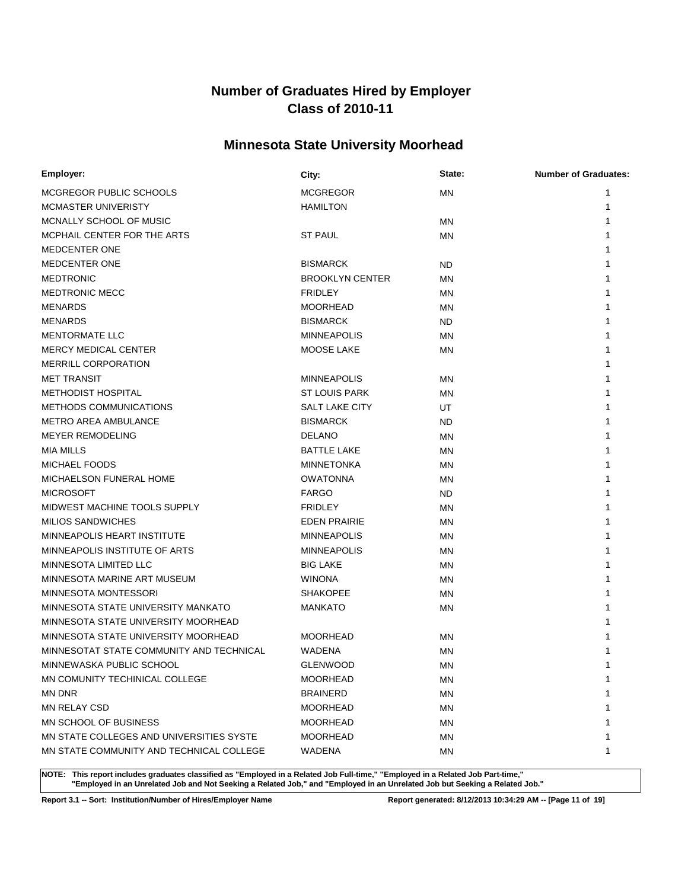# Number of Graduates Hired by Employer
# Class of 2010-11

## Minnesota State University Moorhead

| Employer: | City: | State: | Number of Graduates: |
|---|---|---|---|
| MCGREGOR PUBLIC SCHOOLS | MCGREGOR | MN | 1 |
| MCMASTER UNIVERISTY | HAMILTON | | 1 |
| MCNALLY SCHOOL OF MUSIC | | MN | 1 |
| MCPHAIL CENTER FOR THE ARTS | ST PAUL | MN | 1 |
| MEDCENTER ONE | | | 1 |
| MEDCENTER ONE | BISMARCK | ND | 1 |
| MEDTRONIC | BROOKLYN CENTER | MN | 1 |
| MEDTRONIC MECC | FRIDLEY | MN | 1 |
| MENARDS | MOORHEAD | MN | 1 |
| MENARDS | BISMARCK | ND | 1 |
| MENTORMATE LLC | MINNEAPOLIS | MN | 1 |
| MERCY MEDICAL CENTER | MOOSE LAKE | MN | 1 |
| MERRILL CORPORATION | | | 1 |
| MET TRANSIT | MINNEAPOLIS | MN | 1 |
| METHODIST HOSPITAL | ST LOUIS PARK | MN | 1 |
| METHODS COMMUNICATIONS | SALT LAKE CITY | UT | 1 |
| METRO AREA AMBULANCE | BISMARCK | ND | 1 |
| MEYER REMODELING | DELANO | MN | 1 |
| MIA MILLS | BATTLE LAKE | MN | 1 |
| MICHAEL FOODS | MINNETONKA | MN | 1 |
| MICHAELSON FUNERAL HOME | OWATONNA | MN | 1 |
| MICROSOFT | FARGO | ND | 1 |
| MIDWEST MACHINE TOOLS SUPPLY | FRIDLEY | MN | 1 |
| MILIOS SANDWICHES | EDEN PRAIRIE | MN | 1 |
| MINNEAPOLIS HEART INSTITUTE | MINNEAPOLIS | MN | 1 |
| MINNEAPOLIS INSTITUTE OF ARTS | MINNEAPOLIS | MN | 1 |
| MINNESOTA LIMITED LLC | BIG LAKE | MN | 1 |
| MINNESOTA MARINE ART MUSEUM | WINONA | MN | 1 |
| MINNESOTA MONTESSORI | SHAKOPEE | MN | 1 |
| MINNESOTA STATE UNIVERSITY MANKATO | MANKATO | MN | 1 |
| MINNESOTA STATE UNIVERSITY MOORHEAD | | | 1 |
| MINNESOTA STATE UNIVERSITY MOORHEAD | MOORHEAD | MN | 1 |
| MINNESOTAT STATE COMMUNITY AND TECHNICAL | WADENA | MN | 1 |
| MINNEWASKA PUBLIC SCHOOL | GLENWOOD | MN | 1 |
| MN COMUNITY TECHINICAL COLLEGE | MOORHEAD | MN | 1 |
| MN DNR | BRAINERD | MN | 1 |
| MN RELAY CSD | MOORHEAD | MN | 1 |
| MN SCHOOL OF BUSINESS | MOORHEAD | MN | 1 |
| MN STATE COLLEGES AND UNIVERSITIES SYSTE | MOORHEAD | MN | 1 |
| MN STATE COMMUNITY AND TECHNICAL COLLEGE | WADENA | MN | 1 |

**NOTE: This report includes graduates classified as "Employed in a Related Job Full-time," "Employed in a Related Job Part-time," "Employed in an Unrelated Job and Not Seeking a Related Job," and "Employed in an Unrelated Job but Seeking a Related Job."**

**Report 3.1 -- Sort: Institution/Number of Hires/Employer Name** **Report generated: 8/12/2013 10:34:29 AM**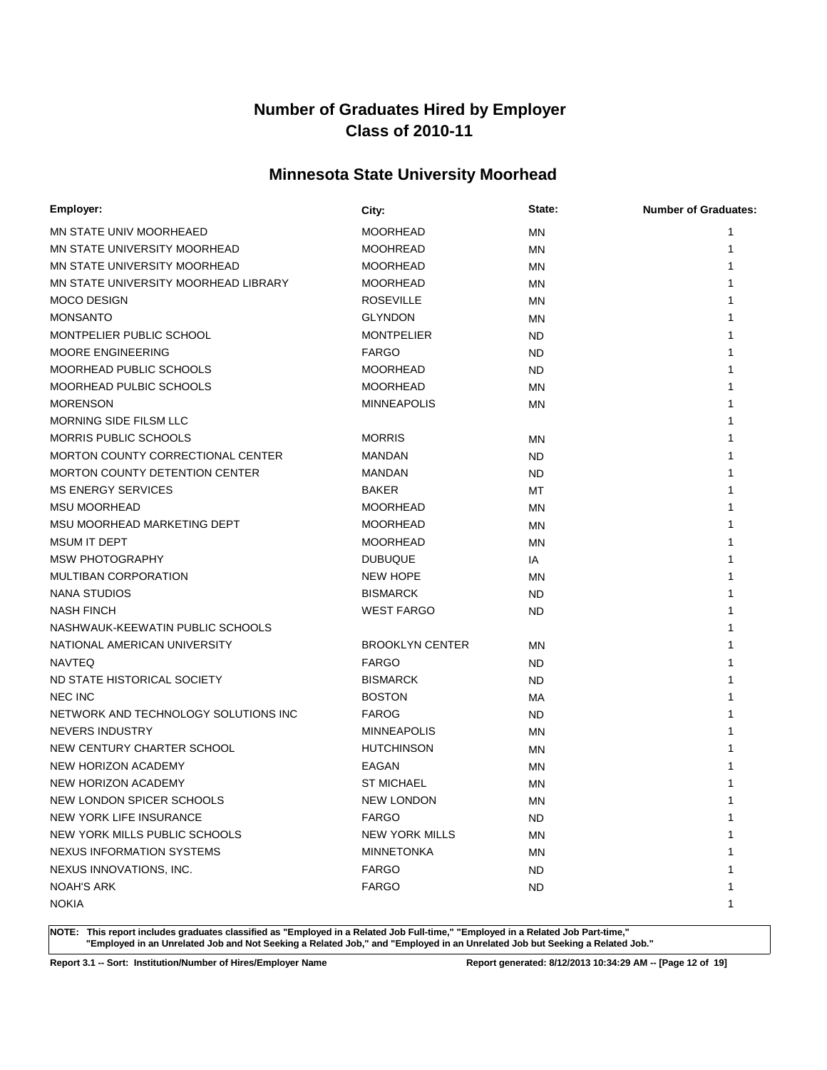# Number of Graduates Hired by Employer
# Class of 2010-11

## Minnesota State University Moorhead

| Employer: | City: | State: | Number of Graduates: |
|---|---|---|---|
| MN STATE UNIV MOORHEAED | MOORHEAD | MN | 1 |
| MN STATE UNIVERSITY MOORHEAD | MOOHREAD | MN | 1 |
| MN STATE UNIVERSITY MOORHEAD | MOORHEAD | MN | 1 |
| MN STATE UNIVERSITY MOORHEAD LIBRARY | MOORHEAD | MN | 1 |
| MOCO DESIGN | ROSEVILLE | MN | 1 |
| MONSANTO | GLYNDON | MN | 1 |
| MONTPELIER PUBLIC SCHOOL | MONTPELIER | ND | 1 |
| MOORE ENGINEERING | FARGO | ND | 1 |
| MOORHEAD PUBLIC SCHOOLS | MOORHEAD | ND | 1 |
| MOORHEAD PULBIC SCHOOLS | MOORHEAD | MN | 1 |
| MORENSON | MINNEAPOLIS | MN | 1 |
| MORNING SIDE FILSM LLC | | | 1 |
| MORRIS PUBLIC SCHOOLS | MORRIS | MN | 1 |
| MORTON COUNTY CORRECTIONAL CENTER | MANDAN | ND | 1 |
| MORTON COUNTY DETENTION CENTER | MANDAN | ND | 1 |
| MS ENERGY SERVICES | BAKER | MT | 1 |
| MSU MOORHEAD | MOORHEAD | MN | 1 |
| MSU MOORHEAD MARKETING DEPT | MOORHEAD | MN | 1 |
| MSUM IT DEPT | MOORHEAD | MN | 1 |
| MSW PHOTOGRAPHY | DUBUQUE | IA | 1 |
| MULTIBAN CORPORATION | NEW HOPE | MN | 1 |
| NANA STUDIOS | BISMARCK | ND | 1 |
| NASH FINCH | WEST FARGO | ND | 1 |
| NASHWAUK-KEEWATIN PUBLIC SCHOOLS | | | 1 |
| NATIONAL AMERICAN UNIVERSITY | BROOKLYN CENTER | MN | 1 |
| NAVTEQ | FARGO | ND | 1 |
| ND STATE HISTORICAL SOCIETY | BISMARCK | ND | 1 |
| NEC INC | BOSTON | MA | 1 |
| NETWORK AND TECHNOLOGY SOLUTIONS INC | FAROG | ND | 1 |
| NEVERS INDUSTRY | MINNEAPOLIS | MN | 1 |
| NEW CENTURY CHARTER SCHOOL | HUTCHINSON | MN | 1 |
| NEW HORIZON ACADEMY | EAGAN | MN | 1 |
| NEW HORIZON ACADEMY | ST MICHAEL | MN | 1 |
| NEW LONDON SPICER SCHOOLS | NEW LONDON | MN | 1 |
| NEW YORK LIFE INSURANCE | FARGO | ND | 1 |
| NEW YORK MILLS PUBLIC SCHOOLS | NEW YORK MILLS | MN | 1 |
| NEXUS INFORMATION SYSTEMS | MINNETONKA | MN | 1 |
| NEXUS INNOVATIONS, INC. | FARGO | ND | 1 |
| NOAH'S ARK | FARGO | ND | 1 |
| NOKIA | | | 1 |

**NOTE: This report includes graduates classified as "Employed in a Related Job Full-time," "Employed in a Related Job Part-time," "Employed in an Unrelated Job and Not Seeking a Related Job," and "Employed in an Unrelated Job but Seeking a Related Job."**

**Report 3.1 -- Sort: Institution/Number of Hires/Employer Name** **Report generated: 8/12/2013 10:34:29 AM**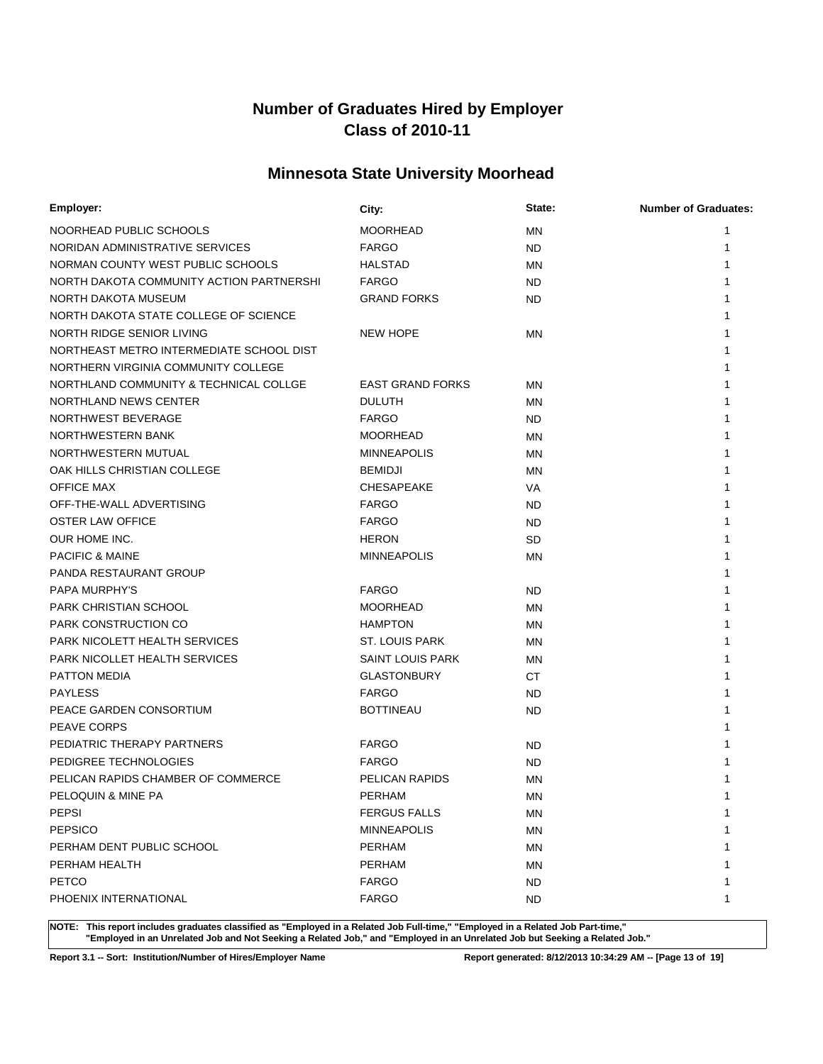# Number of Graduates Hired by Employer
# Class of 2010-11

## Minnesota State University Moorhead

| Employer: | City: | State: | Number of Graduates: |
|---|---|---|---|
| NOORHEAD PUBLIC SCHOOLS | MOORHEAD | MN | 1 |
| NORIDAN ADMINISTRATIVE SERVICES | FARGO | ND | 1 |
| NORMAN COUNTY WEST PUBLIC SCHOOLS | HALSTAD | MN | 1 |
| NORTH DAKOTA COMMUNITY ACTION PARTNERSHI | FARGO | ND | 1 |
| NORTH DAKOTA MUSEUM | GRAND FORKS | ND | 1 |
| NORTH DAKOTA STATE COLLEGE OF SCIENCE | | | 1 |
| NORTH RIDGE SENIOR LIVING | NEW HOPE | MN | 1 |
| NORTHEAST METRO INTERMEDIATE SCHOOL DIST | | | 1 |
| NORTHERN VIRGINIA COMMUNITY COLLEGE | | | 1 |
| NORTHLAND COMMUNITY & TECHNICAL COLLGE | EAST GRAND FORKS | MN | 1 |
| NORTHLAND NEWS CENTER | DULUTH | MN | 1 |
| NORTHWEST BEVERAGE | FARGO | ND | 1 |
| NORTHWESTERN BANK | MOORHEAD | MN | 1 |
| NORTHWESTERN MUTUAL | MINNEAPOLIS | MN | 1 |
| OAK HILLS CHRISTIAN COLLEGE | BEMIDJI | MN | 1 |
| OFFICE MAX | CHESAPEAKE | VA | 1 |
| OFF-THE-WALL ADVERTISING | FARGO | ND | 1 |
| OSTER LAW OFFICE | FARGO | ND | 1 |
| OUR HOME INC. | HERON | SD | 1 |
| PACIFIC & MAINE | MINNEAPOLIS | MN | 1 |
| PANDA RESTAURANT GROUP | | | 1 |
| PAPA MURPHY'S | FARGO | ND | 1 |
| PARK CHRISTIAN SCHOOL | MOORHEAD | MN | 1 |
| PARK CONSTRUCTION CO | HAMPTON | MN | 1 |
| PARK NICOLETT HEALTH SERVICES | ST. LOUIS PARK | MN | 1 |
| PARK NICOLLET HEALTH SERVICES | SAINT LOUIS PARK | MN | 1 |
| PATTON MEDIA | GLASTONBURY | CT | 1 |
| PAYLESS | FARGO | ND | 1 |
| PEACE GARDEN CONSORTIUM | BOTTINEAU | ND | 1 |
| PEAVE CORPS | | | 1 |
| PEDIATRIC THERAPY PARTNERS | FARGO | ND | 1 |
| PEDIGREE TECHNOLOGIES | FARGO | ND | 1 |
| PELICAN RAPIDS CHAMBER OF COMMERCE | PELICAN RAPIDS | MN | 1 |
| PELOQUIN & MINE PA | PERHAM | MN | 1 |
| PEPSI | FERGUS FALLS | MN | 1 |
| PEPSICO | MINNEAPOLIS | MN | 1 |
| PERHAM DENT PUBLIC SCHOOL | PERHAM | MN | 1 |
| PERHAM HEALTH | PERHAM | MN | 1 |
| PETCO | FARGO | ND | 1 |
| PHOENIX INTERNATIONAL | FARGO | ND | 1 |

**NOTE: This report includes graduates classified as "Employed in a Related Job Full-time," "Employed in a Related Job Part-time," "Employed in an Unrelated Job and Not Seeking a Related Job," and "Employed in an Unrelated Job but Seeking a Related Job."**

**Report 3.1 -- Sort: Institution/Number of Hires/Employer Name**

**Report generated: 8/12/2013 10:34:29 AM**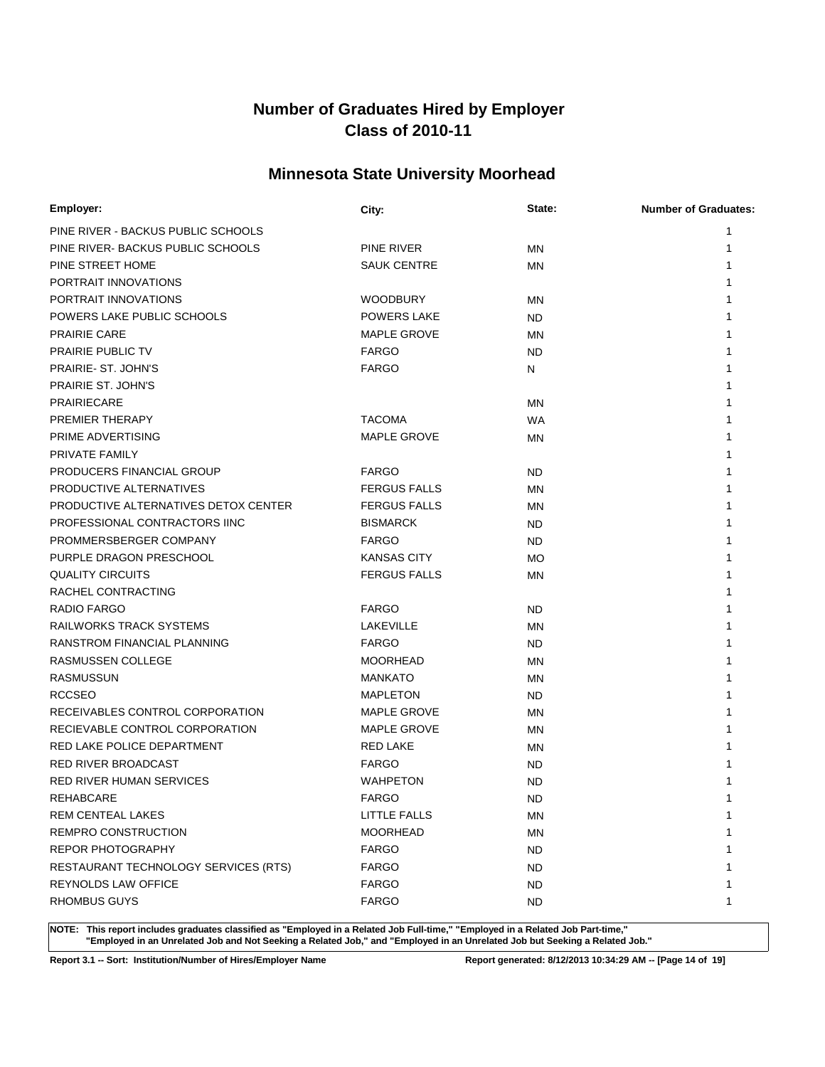# Number of Graduates Hired by Employer
# Class of 2010-11

## Minnesota State University Moorhead

| Employer: | City: | State: | Number of Graduates: |
|---|---|---|---|
| PINE RIVER - BACKUS PUBLIC SCHOOLS | | | 1 |
| PINE RIVER- BACKUS PUBLIC SCHOOLS | PINE RIVER | MN | 1 |
| PINE STREET HOME | SAUK CENTRE | MN | 1 |
| PORTRAIT INNOVATIONS | | | 1 |
| PORTRAIT INNOVATIONS | WOODBURY | MN | 1 |
| POWERS LAKE PUBLIC SCHOOLS | POWERS LAKE | ND | 1 |
| PRAIRIE CARE | MAPLE GROVE | MN | 1 |
| PRAIRIE PUBLIC TV | FARGO | ND | 1 |
| PRAIRIE- ST. JOHN'S | FARGO | N | 1 |
| PRAIRIE ST. JOHN'S | | | 1 |
| PRAIRIECARE | | MN | 1 |
| PREMIER THERAPY | TACOMA | WA | 1 |
| PRIME ADVERTISING | MAPLE GROVE | MN | 1 |
| PRIVATE FAMILY | | | 1 |
| PRODUCERS FINANCIAL GROUP | FARGO | ND | 1 |
| PRODUCTIVE ALTERNATIVES | FERGUS FALLS | MN | 1 |
| PRODUCTIVE ALTERNATIVES DETOX CENTER | FERGUS FALLS | MN | 1 |
| PROFESSIONAL CONTRACTORS IINC | BISMARCK | ND | 1 |
| PROMMERSBERGER COMPANY | FARGO | ND | 1 |
| PURPLE DRAGON PRESCHOOL | KANSAS CITY | MO | 1 |
| QUALITY CIRCUITS | FERGUS FALLS | MN | 1 |
| RACHEL CONTRACTING | | | 1 |
| RADIO FARGO | FARGO | ND | 1 |
| RAILWORKS TRACK SYSTEMS | LAKEVILLE | MN | 1 |
| RANSTROM FINANCIAL PLANNING | FARGO | ND | 1 |
| RASMUSSEN COLLEGE | MOORHEAD | MN | 1 |
| RASMUSSUN | MANKATO | MN | 1 |
| RCCSEO | MAPLETON | ND | 1 |
| RECEIVABLES CONTROL CORPORATION | MAPLE GROVE | MN | 1 |
| RECIEVABLE CONTROL CORPORATION | MAPLE GROVE | MN | 1 |
| RED LAKE POLICE DEPARTMENT | RED LAKE | MN | 1 |
| RED RIVER BROADCAST | FARGO | ND | 1 |
| RED RIVER HUMAN SERVICES | WAHPETON | ND | 1 |
| REHABCARE | FARGO | ND | 1 |
| REM CENTEAL LAKES | LITTLE FALLS | MN | 1 |
| REMPRO CONSTRUCTION | MOORHEAD | MN | 1 |
| REPOR PHOTOGRAPHY | FARGO | ND | 1 |
| RESTAURANT TECHNOLOGY SERVICES (RTS) | FARGO | ND | 1 |
| REYNOLDS LAW OFFICE | FARGO | ND | 1 |
| RHOMBUS GUYS | FARGO | ND | 1 |

**NOTE: This report includes graduates classified as "Employed in a Related Job Full-time," "Employed in a Related Job Part-time," "Employed in an Unrelated Job and Not Seeking a Related Job," and "Employed in an Unrelated Job but Seeking a Related Job."**

**Report 3.1 -- Sort: Institution/Number of Hires/Employer Name** **Report generated: 8/12/2013 10:34:29 AM**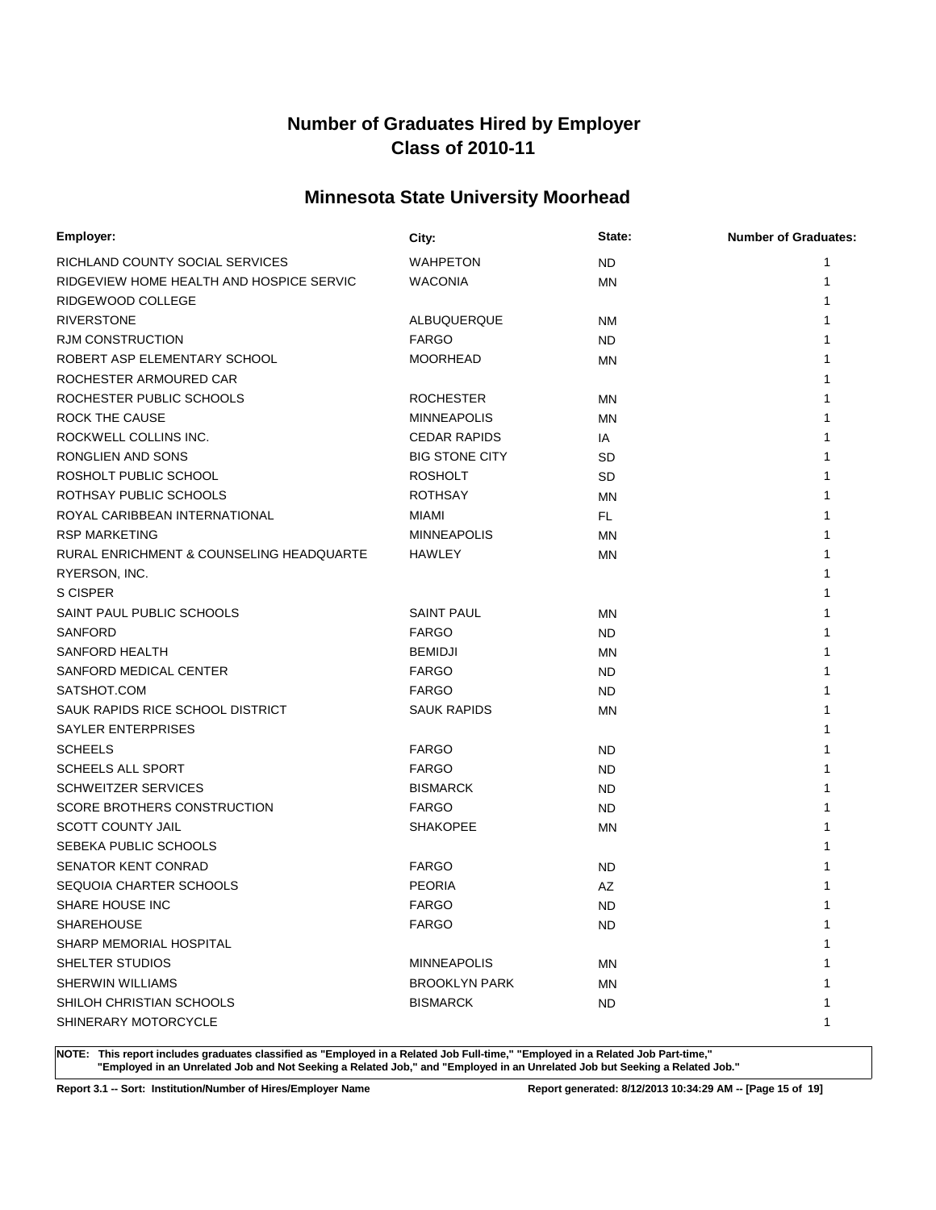# Number of Graduates Hired by Employer
# Class of 2010-11

## Minnesota State University Moorhead

| Employer: | City: | State: | Number of Graduates: |
|---|---|---|---|
| RICHLAND COUNTY SOCIAL SERVICES | WAHPETON | ND | 1 |
| RIDGEVIEW HOME HEALTH AND HOSPICE SERVIC | WACONIA | MN | 1 |
| RIDGEWOOD COLLEGE | | | 1 |
| RIVERSTONE | ALBUQUERQUE | NM | 1 |
| RJM CONSTRUCTION | FARGO | ND | 1 |
| ROBERT ASP ELEMENTARY SCHOOL | MOORHEAD | MN | 1 |
| ROCHESTER ARMOURED CAR | | | 1 |
| ROCHESTER PUBLIC SCHOOLS | ROCHESTER | MN | 1 |
| ROCK THE CAUSE | MINNEAPOLIS | MN | 1 |
| ROCKWELL COLLINS INC. | CEDAR RAPIDS | IA | 1 |
| RONGLIEN AND SONS | BIG STONE CITY | SD | 1 |
| ROSHOLT PUBLIC SCHOOL | ROSHOLT | SD | 1 |
| ROTHSAY PUBLIC SCHOOLS | ROTHSAY | MN | 1 |
| ROYAL CARIBBEAN INTERNATIONAL | MIAMI | FL | 1 |
| RSP MARKETING | MINNEAPOLIS | MN | 1 |
| RURAL ENRICHMENT & COUNSELING HEADQUARTE | HAWLEY | MN | 1 |
| RYERSON, INC. | | | 1 |
| S CISPER | | | 1 |
| SAINT PAUL PUBLIC SCHOOLS | SAINT PAUL | MN | 1 |
| SANFORD | FARGO | ND | 1 |
| SANFORD HEALTH | BEMIDJI | MN | 1 |
| SANFORD MEDICAL CENTER | FARGO | ND | 1 |
| SATSHOT.COM | FARGO | ND | 1 |
| SAUK RAPIDS RICE SCHOOL DISTRICT | SAUK RAPIDS | MN | 1 |
| SAYLER ENTERPRISES | | | 1 |
| SCHEELS | FARGO | ND | 1 |
| SCHEELS ALL SPORT | FARGO | ND | 1 |
| SCHWEITZER SERVICES | BISMARCK | ND | 1 |
| SCORE BROTHERS CONSTRUCTION | FARGO | ND | 1 |
| SCOTT COUNTY JAIL | SHAKOPEE | MN | 1 |
| SEBEKA PUBLIC SCHOOLS | | | 1 |
| SENATOR KENT CONRAD | FARGO | ND | 1 |
| SEQUOIA CHARTER SCHOOLS | PEORIA | AZ | 1 |
| SHARE HOUSE INC | FARGO | ND | 1 |
| SHAREHOUSE | FARGO | ND | 1 |
| SHARP MEMORIAL HOSPITAL | | | 1 |
| SHELTER STUDIOS | MINNEAPOLIS | MN | 1 |
| SHERWIN WILLIAMS | BROOKLYN PARK | MN | 1 |
| SHILOH CHRISTIAN SCHOOLS | BISMARCK | ND | 1 |
| SHINERARY MOTORCYCLE | | | 1 |

**NOTE: This report includes graduates classified as "Employed in a Related Job Full-time," "Employed in a Related Job Part-time," "Employed in an Unrelated Job and Not Seeking a Related Job," and "Employed in an Unrelated Job but Seeking a Related Job."**

**Report 3.1 -- Sort: Institution/Number of Hires/Employer Name** **Report generated: 8/12/2013 10:34:29 AM**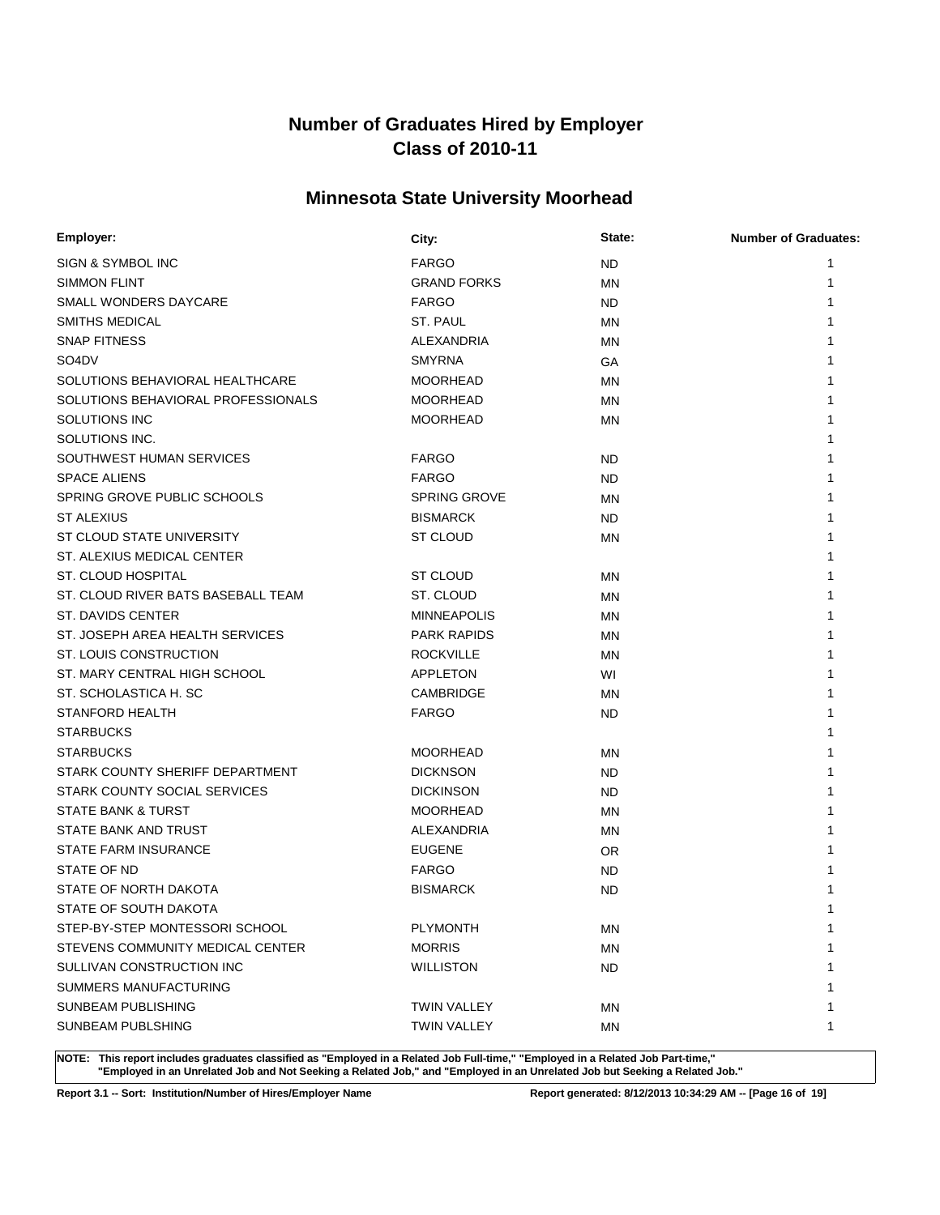# Number of Graduates Hired by Employer
# Class of 2010-11

## Minnesota State University Moorhead

| Employer: | City: | State: | Number of Graduates: |
|---|---|---|---|
| SIGN & SYMBOL INC | FARGO | ND | 1 |
| SIMMON FLINT | GRAND FORKS | MN | 1 |
| SMALL WONDERS DAYCARE | FARGO | ND | 1 |
| SMITHS MEDICAL | ST. PAUL | MN | 1 |
| SNAP FITNESS | ALEXANDRIA | MN | 1 |
| SO4DV | SMYRNA | GA | 1 |
| SOLUTIONS BEHAVIORAL HEALTHCARE | MOORHEAD | MN | 1 |
| SOLUTIONS BEHAVIORAL PROFESSIONALS | MOORHEAD | MN | 1 |
| SOLUTIONS INC | MOORHEAD | MN | 1 |
| SOLUTIONS INC. | | | 1 |
| SOUTHWEST HUMAN SERVICES | FARGO | ND | 1 |
| SPACE ALIENS | FARGO | ND | 1 |
| SPRING GROVE PUBLIC SCHOOLS | SPRING GROVE | MN | 1 |
| ST ALEXIUS | BISMARCK | ND | 1 |
| ST CLOUD STATE UNIVERSITY | ST CLOUD | MN | 1 |
| ST. ALEXIUS MEDICAL CENTER | | | 1 |
| ST. CLOUD HOSPITAL | ST CLOUD | MN | 1 |
| ST. CLOUD RIVER BATS BASEBALL TEAM | ST. CLOUD | MN | 1 |
| ST. DAVIDS CENTER | MINNEAPOLIS | MN | 1 |
| ST. JOSEPH AREA HEALTH SERVICES | PARK RAPIDS | MN | 1 |
| ST. LOUIS CONSTRUCTION | ROCKVILLE | MN | 1 |
| ST. MARY CENTRAL HIGH SCHOOL | APPLETON | WI | 1 |
| ST. SCHOLASTICA H. SC | CAMBRIDGE | MN | 1 |
| STANFORD HEALTH | FARGO | ND | 1 |
| STARBUCKS | | | 1 |
| STARBUCKS | MOORHEAD | MN | 1 |
| STARK COUNTY SHERIFF DEPARTMENT | DICKNSON | ND | 1 |
| STARK COUNTY SOCIAL SERVICES | DICKINSON | ND | 1 |
| STATE BANK & TURST | MOORHEAD | MN | 1 |
| STATE BANK AND TRUST | ALEXANDRIA | MN | 1 |
| STATE FARM INSURANCE | EUGENE | OR | 1 |
| STATE OF ND | FARGO | ND | 1 |
| STATE OF NORTH DAKOTA | BISMARCK | ND | 1 |
| STATE OF SOUTH DAKOTA | | | 1 |
| STEP-BY-STEP MONTESSORI SCHOOL | PLYMONTH | MN | 1 |
| STEVENS COMMUNITY MEDICAL CENTER | MORRIS | MN | 1 |
| SULLIVAN CONSTRUCTION INC | WILLISTON | ND | 1 |
| SUMMERS MANUFACTURING | | | 1 |
| SUNBEAM PUBLISHING | TWIN VALLEY | MN | 1 |
| SUNBEAM PUBLSHING | TWIN VALLEY | MN | 1 |

**NOTE: This report includes graduates classified as "Employed in a Related Job Full-time," "Employed in a Related Job Part-time," "Employed in an Unrelated Job and Not Seeking a Related Job," and "Employed in an Unrelated Job but Seeking a Related Job."**

**Report 3.1 -- Sort: Institution/Number of Hires/Employer Name** **Report generated: 8/12/2013 10:34:29 AM**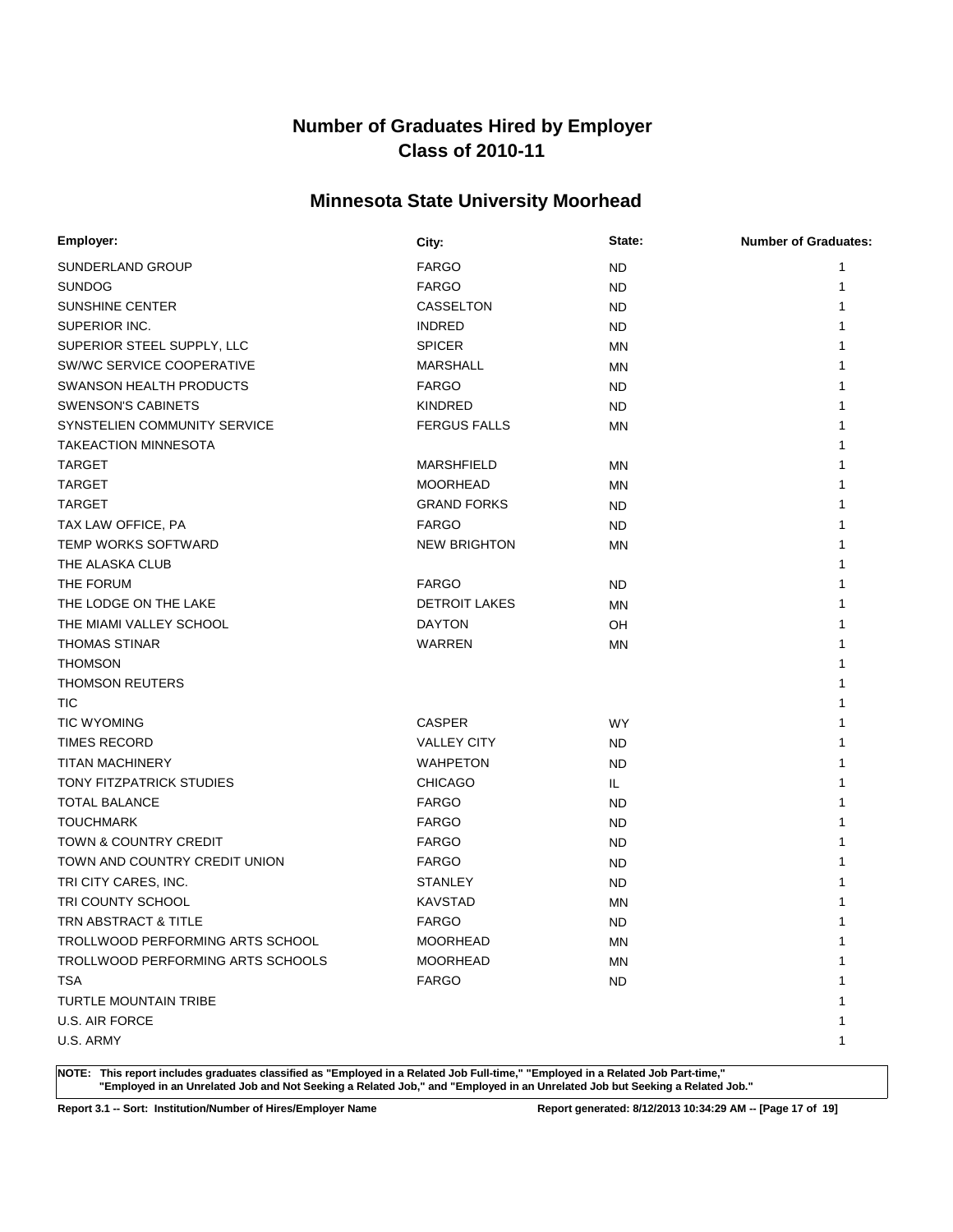# Number of Graduates Hired by Employer
# Class of 2010-11

## Minnesota State University Moorhead

| Employer: | City: | State: | Number of Graduates: |
|---|---|---|---|
| SUNDERLAND GROUP | FARGO | ND | 1 |
| SUNDOG | FARGO | ND | 1 |
| SUNSHINE CENTER | CASSELTON | ND | 1 |
| SUPERIOR INC. | INDRED | ND | 1 |
| SUPERIOR STEEL SUPPLY, LLC | SPICER | MN | 1 |
| SW/WC SERVICE COOPERATIVE | MARSHALL | MN | 1 |
| SWANSON HEALTH PRODUCTS | FARGO | ND | 1 |
| SWENSON'S CABINETS | KINDRED | ND | 1 |
| SYNSTELIEN COMMUNITY SERVICE | FERGUS FALLS | MN | 1 |
| TAKEACTION MINNESOTA | | | 1 |
| TARGET | MARSHFIELD | MN | 1 |
| TARGET | MOORHEAD | MN | 1 |
| TARGET | GRAND FORKS | ND | 1 |
| TAX LAW OFFICE, PA | FARGO | ND | 1 |
| TEMP WORKS SOFTWARD | NEW BRIGHTON | MN | 1 |
| THE ALASKA CLUB | | | 1 |
| THE FORUM | FARGO | ND | 1 |
| THE LODGE ON THE LAKE | DETROIT LAKES | MN | 1 |
| THE MIAMI VALLEY SCHOOL | DAYTON | OH | 1 |
| THOMAS STINAR | WARREN | MN | 1 |
| THOMSON | | | 1 |
| THOMSON REUTERS | | | 1 |
| TIC | | | 1 |
| TIC WYOMING | CASPER | WY | 1 |
| TIMES RECORD | VALLEY CITY | ND | 1 |
| TITAN MACHINERY | WAHPETON | ND | 1 |
| TONY FITZPATRICK STUDIES | CHICAGO | IL | 1 |
| TOTAL BALANCE | FARGO | ND | 1 |
| TOUCHMARK | FARGO | ND | 1 |
| TOWN & COUNTRY CREDIT | FARGO | ND | 1 |
| TOWN AND COUNTRY CREDIT UNION | FARGO | ND | 1 |
| TRI CITY CARES, INC. | STANLEY | ND | 1 |
| TRI COUNTY SCHOOL | KAVSTAD | MN | 1 |
| TRN ABSTRACT & TITLE | FARGO | ND | 1 |
| TROLLWOOD PERFORMING ARTS SCHOOL | MOORHEAD | MN | 1 |
| TROLLWOOD PERFORMING ARTS SCHOOLS | MOORHEAD | MN | 1 |
| TSA | FARGO | ND | 1 |
| TURTLE MOUNTAIN TRIBE | | | 1 |
| U.S. AIR FORCE | | | 1 |
| U.S. ARMY | | | 1 |

**NOTE: This report includes graduates classified as "Employed in a Related Job Full-time," "Employed in a Related Job Part-time," "Employed in an Unrelated Job and Not Seeking a Related Job," and "Employed in an Unrelated Job but Seeking a Related Job."**

**Report 3.1 -- Sort: Institution/Number of Hires/Employer Name** **Report generated: 8/12/2013 10:34:29 AM**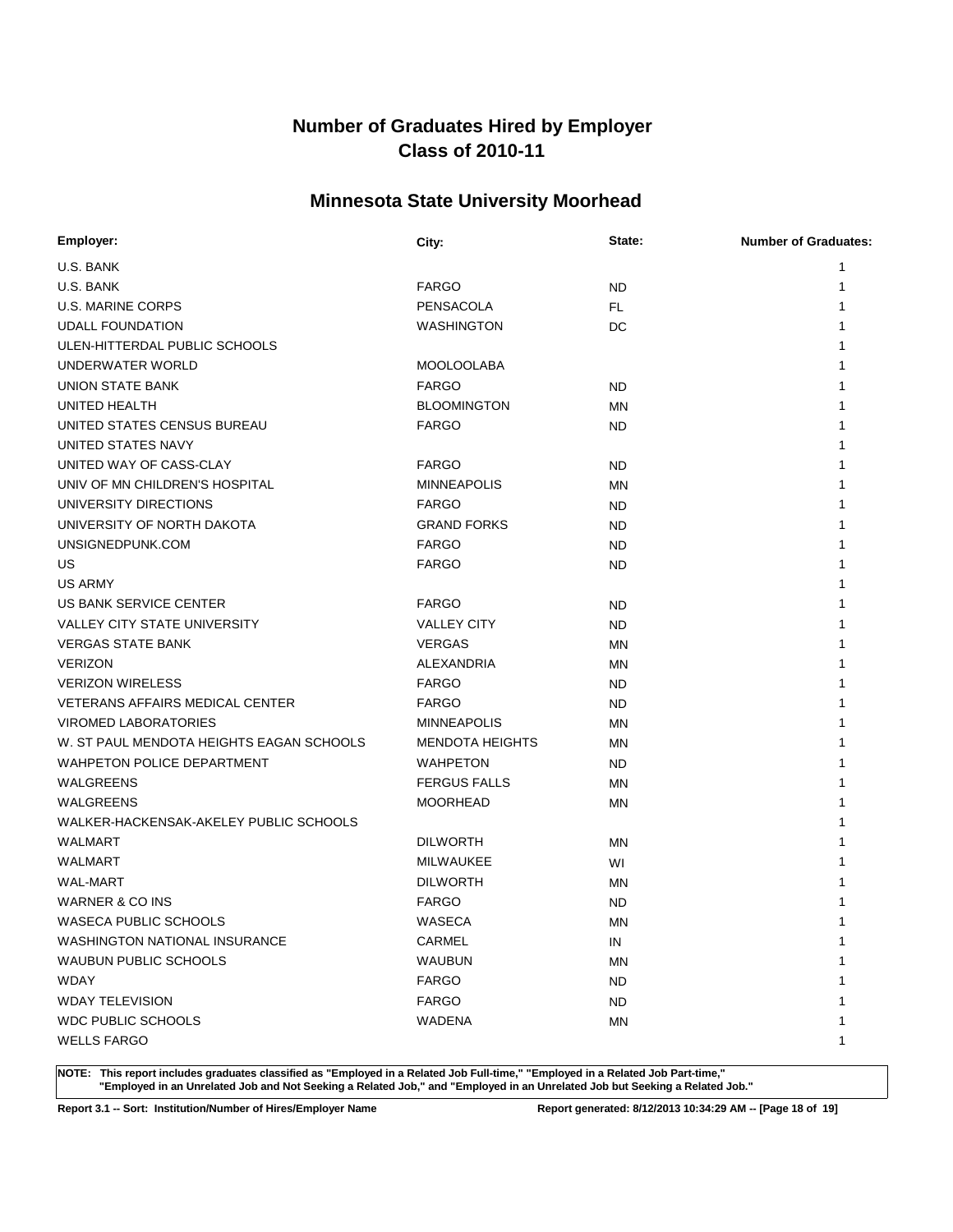# Number of Graduates Hired by Employer
# Class of 2010-11

## Minnesota State University Moorhead

| Employer: | City: | State: | Number of Graduates: |
|---|---|---|---|
| U.S. BANK | | | 1 |
| U.S. BANK | FARGO | ND | 1 |
| U.S. MARINE CORPS | PENSACOLA | FL | 1 |
| UDALL FOUNDATION | WASHINGTON | DC | 1 |
| ULEN-HITTERDAL PUBLIC SCHOOLS | | | 1 |
| UNDERWATER WORLD | MOOLOOLABA | | 1 |
| UNION STATE BANK | FARGO | ND | 1 |
| UNITED HEALTH | BLOOMINGTON | MN | 1 |
| UNITED STATES CENSUS BUREAU | FARGO | ND | 1 |
| UNITED STATES NAVY | | | 1 |
| UNITED WAY OF CASS-CLAY | FARGO | ND | 1 |
| UNIV OF MN CHILDREN'S HOSPITAL | MINNEAPOLIS | MN | 1 |
| UNIVERSITY DIRECTIONS | FARGO | ND | 1 |
| UNIVERSITY OF NORTH DAKOTA | GRAND FORKS | ND | 1 |
| UNSIGNEDPUNK.COM | FARGO | ND | 1 |
| US | FARGO | ND | 1 |
| US ARMY | | | 1 |
| US BANK SERVICE CENTER | FARGO | ND | 1 |
| VALLEY CITY STATE UNIVERSITY | VALLEY CITY | ND | 1 |
| VERGAS STATE BANK | VERGAS | MN | 1 |
| VERIZON | ALEXANDRIA | MN | 1 |
| VERIZON WIRELESS | FARGO | ND | 1 |
| VETERANS AFFAIRS MEDICAL CENTER | FARGO | ND | 1 |
| VIROMED LABORATORIES | MINNEAPOLIS | MN | 1 |
| W. ST PAUL MENDOTA HEIGHTS EAGAN SCHOOLS | MENDOTA HEIGHTS | MN | 1 |
| WAHPETON POLICE DEPARTMENT | WAHPETON | ND | 1 |
| WALGREENS | FERGUS FALLS | MN | 1 |
| WALGREENS | MOORHEAD | MN | 1 |
| WALKER-HACKENSAK-AKELEY PUBLIC SCHOOLS | | | 1 |
| WALMART | DILWORTH | MN | 1 |
| WALMART | MILWAUKEE | WI | 1 |
| WAL-MART | DILWORTH | MN | 1 |
| WARNER & CO INS | FARGO | ND | 1 |
| WASECA PUBLIC SCHOOLS | WASECA | MN | 1 |
| WASHINGTON NATIONAL INSURANCE | CARMEL | IN | 1 |
| WAUBUN PUBLIC SCHOOLS | WAUBUN | MN | 1 |
| WDAY | FARGO | ND | 1 |
| WDAY TELEVISION | FARGO | ND | 1 |
| WDC PUBLIC SCHOOLS | WADENA | MN | 1 |
| WELLS FARGO | | | 1 |

**NOTE: This report includes graduates classified as "Employed in a Related Job Full-time," "Employed in a Related Job Part-time," "Employed in an Unrelated Job and Not Seeking a Related Job," and "Employed in an Unrelated Job but Seeking a Related Job."**

**Report 3.1 -- Sort: Institution/Number of Hires/Employer Name** **Report generated: 8/12/2013 10:34:29 AM**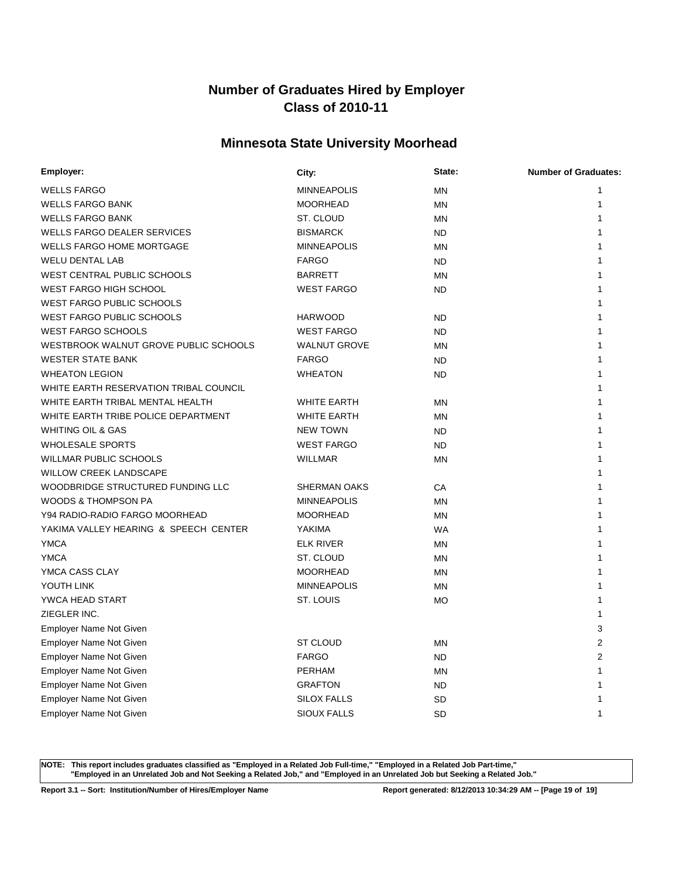# Number of Graduates Hired by Employer
# Class of 2010-11

## Minnesota State University Moorhead

| Employer: | City: | State: | Number of Graduates: |
|---|---|---|---|
| WELLS FARGO | MINNEAPOLIS | MN | 1 |
| WELLS FARGO BANK | MOORHEAD | MN | 1 |
| WELLS FARGO BANK | ST. CLOUD | MN | 1 |
| WELLS FARGO DEALER SERVICES | BISMARCK | ND | 1 |
| WELLS FARGO HOME MORTGAGE | MINNEAPOLIS | MN | 1 |
| WELU DENTAL LAB | FARGO | ND | 1 |
| WEST CENTRAL PUBLIC SCHOOLS | BARRETT | MN | 1 |
| WEST FARGO HIGH SCHOOL | WEST FARGO | ND | 1 |
| WEST FARGO PUBLIC SCHOOLS | | | 1 |
| WEST FARGO PUBLIC SCHOOLS | HARWOOD | ND | 1 |
| WEST FARGO SCHOOLS | WEST FARGO | ND | 1 |
| WESTBROOK WALNUT GROVE PUBLIC SCHOOLS | WALNUT GROVE | MN | 1 |
| WESTER STATE BANK | FARGO | ND | 1 |
| WHEATON LEGION | WHEATON | ND | 1 |
| WHITE EARTH RESERVATION TRIBAL COUNCIL | | | 1 |
| WHITE EARTH TRIBAL MENTAL HEALTH | WHITE EARTH | MN | 1 |
| WHITE EARTH TRIBE POLICE DEPARTMENT | WHITE EARTH | MN | 1 |
| WHITING OIL & GAS | NEW TOWN | ND | 1 |
| WHOLESALE SPORTS | WEST FARGO | ND | 1 |
| WILLMAR PUBLIC SCHOOLS | WILLMAR | MN | 1 |
| WILLOW CREEK LANDSCAPE | | | 1 |
| WOODBRIDGE STRUCTURED FUNDING LLC | SHERMAN OAKS | CA | 1 |
| WOODS & THOMPSON PA | MINNEAPOLIS | MN | 1 |
| Y94 RADIO-RADIO FARGO MOORHEAD | MOORHEAD | MN | 1 |
| YAKIMA VALLEY HEARING & SPEECH CENTER | YAKIMA | WA | 1 |
| YMCA | ELK RIVER | MN | 1 |
| YMCA | ST. CLOUD | MN | 1 |
| YMCA CASS CLAY | MOORHEAD | MN | 1 |
| YOUTH LINK | MINNEAPOLIS | MN | 1 |
| YWCA HEAD START | ST. LOUIS | MO | 1 |
| ZIEGLER INC. | | | 1 |
| Employer Name Not Given | | | 3 |
| Employer Name Not Given | ST CLOUD | MN | 2 |
| Employer Name Not Given | FARGO | ND | 2 |
| Employer Name Not Given | PERHAM | MN | 1 |
| Employer Name Not Given | GRAFTON | ND | 1 |
| Employer Name Not Given | SILOX FALLS | SD | 1 |
| Employer Name Not Given | SIOUX FALLS | SD | 1 |

**NOTE: This report includes graduates classified as "Employed in a Related Job Full-time," "Employed in a Related Job Part-time," "Employed in an Unrelated Job and Not Seeking a Related Job," and "Employed in an Unrelated Job but Seeking a Related Job."**

**Report 3.1 -- Sort: Institution/Number of Hires/Employer Name** **Report generated: 8/12/2013 10:34:29 AM**